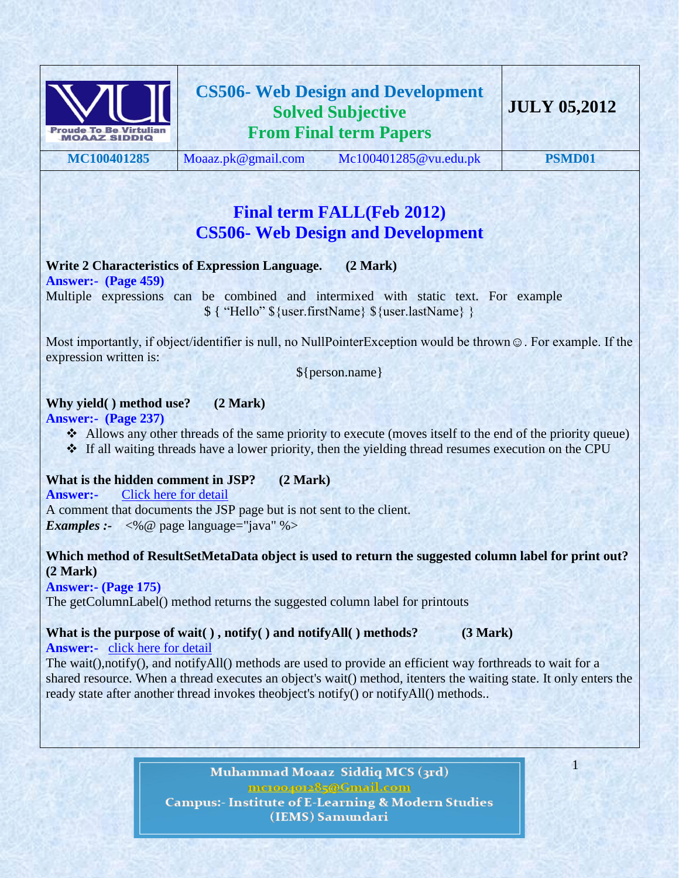| Proude To Be Virtulian MOAAZ SIDDIQ | **CS506- Web Design and Development** **Solved Subjective** **From Final term Papers** | **JULY 05,2012** |
|---|---|---|
| **MC100401285** | Moaaz.pk@gmail.com Mc100401285@vu.edu.pk | **PSMD01** |

# Final term FALL(Feb 2012) CS506- Web Design and Development

**Write 2 Characteristics of Expression Language. (2 Mark)**

**Answer:- (Page 459)**

Multiple expressions can be combined and intermixed with static text. For example

${ "Hello" ${user.firstName} ${user.lastName} }

Most importantly, if object/identifier is null, no NullPointerException would be thrown ☺. For example. If the expression written is:

${person.name}

**Why yield( ) method use? (2 Mark)**

**Answer:- (Page 237)**

- Allows any other threads of the same priority to execute (moves itself to the end of the priority queue)
- If all waiting threads have a lower priority, then the yielding thread resumes execution on the CPU

**What is the hidden comment in JSP? (2 Mark)**

**Answer:-** Click here for detail

A comment that documents the JSP page but is not sent to the client.

***Examples :-*** <%@ page language="java" %>

**Which method of ResultSetMetaData object is used to return the suggested column label for print out? (2 Mark)**

**Answer:- (Page 175)**

The getColumnLabel() method returns the suggested column label for printouts

**What is the purpose of wait( ) , notify( ) and notifyAll( ) methods? (3 Mark)**

**Answer:-** click here for detail

The wait(),notify(), and notifyAll() methods are used to provide an efficient way forthreads to wait for a shared resource. When a thread executes an object's wait() method, itenters the waiting state. It only enters the ready state after another thread invokes theobject's notify() or notifyAll() methods..

Muhammad Moaaz Siddiq MCS (3rd)
mc100401285@Gmail.com
Campus:- Institute of E-Learning & Modern Studies (IEMS) Samundari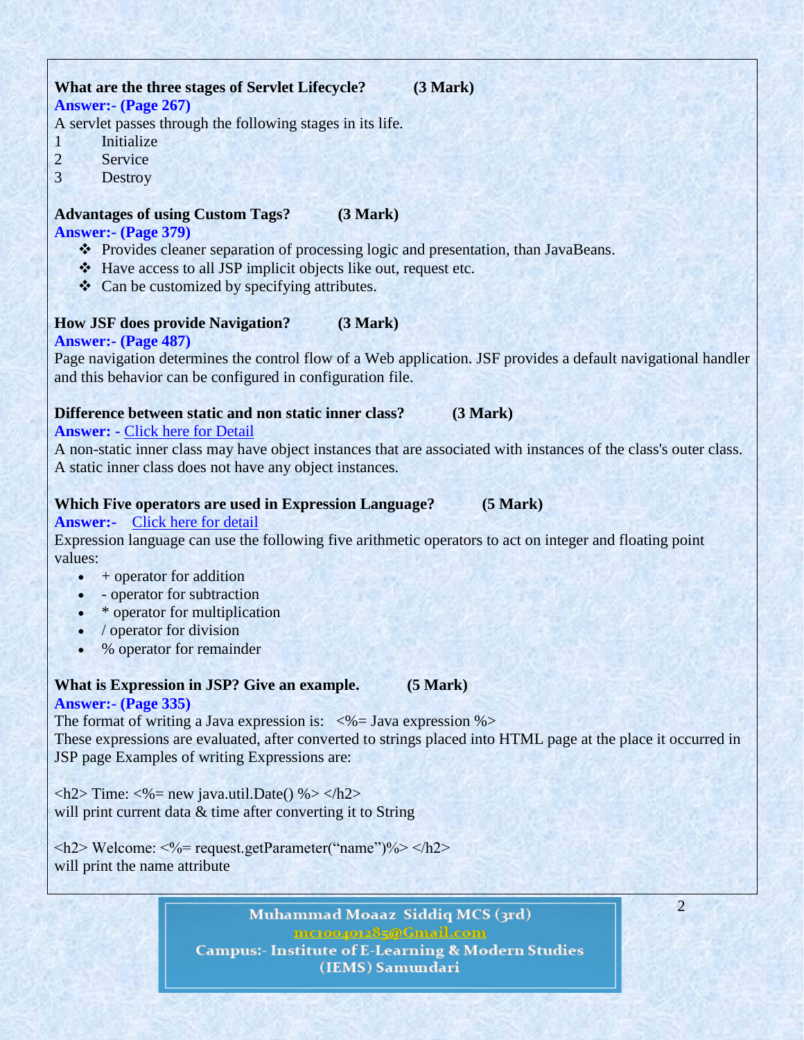**What are the three stages of Servlet Lifecycle? (3 Mark)**

**Answer:- (Page 267)**

A servlet passes through the following stages in its life.

1. Initialize
2. Service
3. Destroy

**Advantages of using Custom Tags? (3 Mark)**

**Answer:- (Page 379)**

- Provides cleaner separation of processing logic and presentation, than JavaBeans.
- Have access to all JSP implicit objects like out, request etc.
- Can be customized by specifying attributes.

**How JSF does provide Navigation? (3 Mark)**

**Answer:- (Page 487)**

Page navigation determines the control flow of a Web application. JSF provides a default navigational handler and this behavior can be configured in configuration file.

**Difference between static and non static inner class? (3 Mark)**

**Answer: -** Click here for Detail

A non-static inner class may have object instances that are associated with instances of the class's outer class. A static inner class does not have any object instances.

**Which Five operators are used in Expression Language? (5 Mark)**

**Answer:-** Click here for detail

Expression language can use the following five arithmetic operators to act on integer and floating point values:

- + operator for addition
- - operator for subtraction
- * operator for multiplication
- / operator for division
- % operator for remainder

**What is Expression in JSP? Give an example. (5 Mark)**

**Answer:- (Page 335)**

The format of writing a Java expression is: <%= Java expression %>

These expressions are evaluated, after converted to strings placed into HTML page at the place it occurred in JSP page Examples of writing Expressions are:

<h2> Time: <%= new java.util.Date() %> </h2>
will print current data & time after converting it to String

<h2> Welcome: <%= request.getParameter(“name”)%> </h2>
will print the name attribute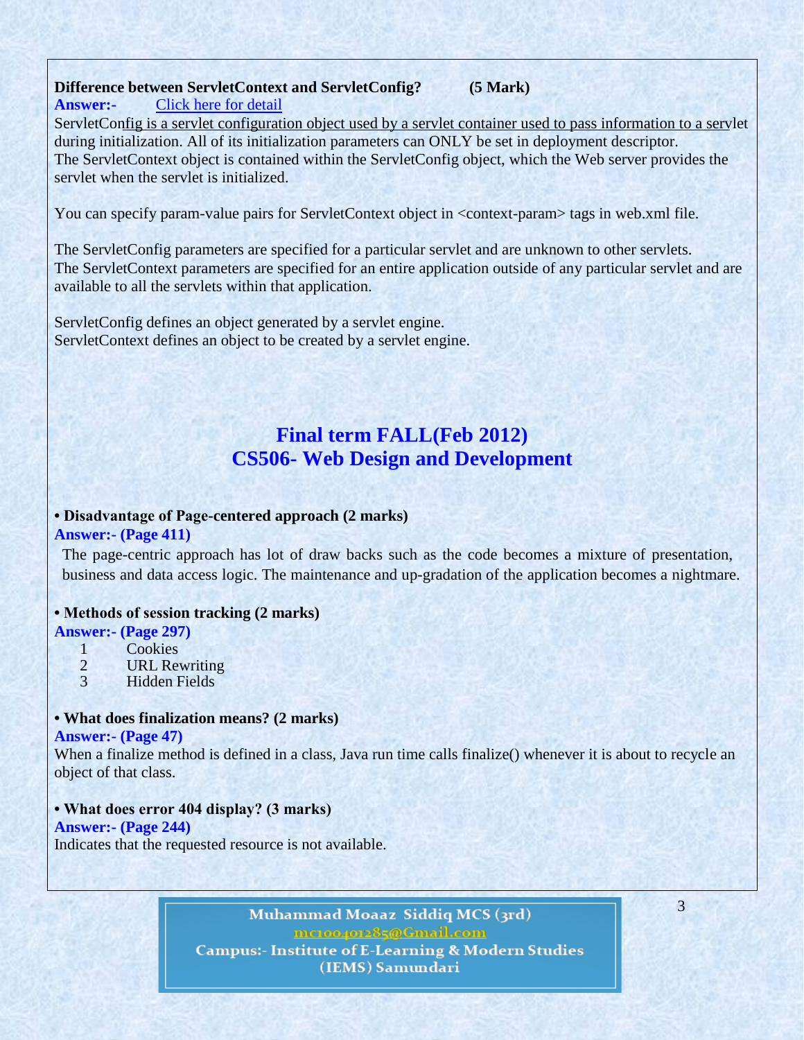**Difference between ServletContext and ServletConfig? (5 Mark)**

**Answer:-** Click here for detail

ServletConfig is a servlet configuration object used by a servlet container used to pass information to a servlet during initialization. All of its initialization parameters can ONLY be set in deployment descriptor.
The ServletContext object is contained within the ServletConfig object, which the Web server provides the servlet when the servlet is initialized.

You can specify param-value pairs for ServletContext object in <context-param> tags in web.xml file.

The ServletConfig parameters are specified for a particular servlet and are unknown to other servlets.
The ServletContext parameters are specified for an entire application outside of any particular servlet and are available to all the servlets within that application.

ServletConfig defines an object generated by a servlet engine.
ServletContext defines an object to be created by a servlet engine.

## Final term FALL(Feb 2012)
## CS506- Web Design and Development

**• Disadvantage of Page-centered approach (2 marks)**

**Answer:- (Page 411)**

The page-centric approach has lot of draw backs such as the code becomes a mixture of presentation, business and data access logic. The maintenance and up-gradation of the application becomes a nightmare.

**• Methods of session tracking (2 marks)**

**Answer:- (Page 297)**

1. Cookies
2. URL Rewriting
3. Hidden Fields

**• What does finalization means? (2 marks)**

**Answer:- (Page 47)**

When a finalize method is defined in a class, Java run time calls finalize() whenever it is about to recycle an object of that class.

**• What does error 404 display? (3 marks)**

**Answer:- (Page 244)**

Indicates that the requested resource is not available.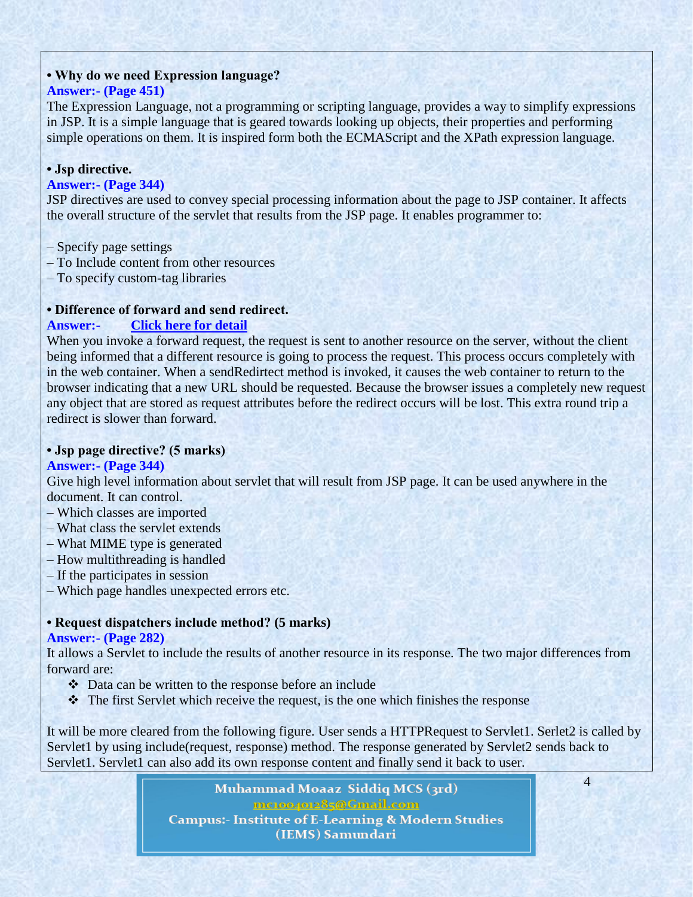**• Why do we need Expression language?**

**Answer:- (Page 451)**

The Expression Language, not a programming or scripting language, provides a way to simplify expressions in JSP. It is a simple language that is geared towards looking up objects, their properties and performing simple operations on them. It is inspired form both the ECMAScript and the XPath expression language.

**• Jsp directive.**

**Answer:- (Page 344)**

JSP directives are used to convey special processing information about the page to JSP container. It affects the overall structure of the servlet that results from the JSP page. It enables programmer to:

– Specify page settings
– To Include content from other resources
– To specify custom-tag libraries

**• Difference of forward and send redirect.**

**Answer:-** Click here for detail

When you invoke a forward request, the request is sent to another resource on the server, without the client being informed that a different resource is going to process the request. This process occurs completely with in the web container. When a sendRedirtect method is invoked, it causes the web container to return to the browser indicating that a new URL should be requested. Because the browser issues a completely new request any object that are stored as request attributes before the redirect occurs will be lost. This extra round trip a redirect is slower than forward.

**• Jsp page directive? (5 marks)**

**Answer:- (Page 344)**

Give high level information about servlet that will result from JSP page. It can be used anywhere in the document. It can control.

– Which classes are imported
– What class the servlet extends
– What MIME type is generated
– How multithreading is handled
– If the participates in session
– Which page handles unexpected errors etc.

**• Request dispatchers include method? (5 marks)**

**Answer:- (Page 282)**

It allows a Servlet to include the results of another resource in its response. The two major differences from forward are:

- Data can be written to the response before an include
- The first Servlet which receive the request, is the one which finishes the response

It will be more cleared from the following figure. User sends a HTTPRequest to Servlet1. Serlet2 is called by Servlet1 by using include(request, response) method. The response generated by Servlet2 sends back to Servlet1. Servlet1 can also add its own response content and finally send it back to user.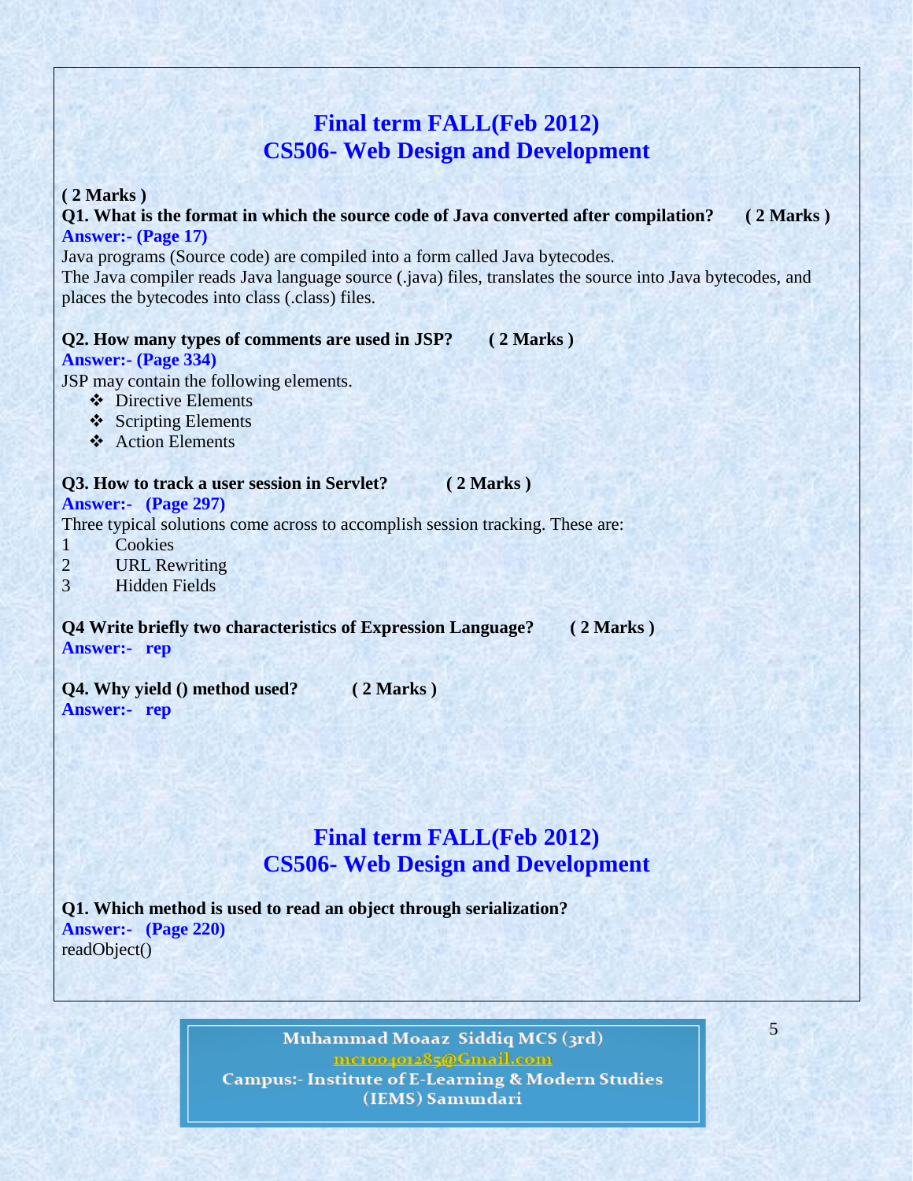## Final term FALL(Feb 2012)
## CS506- Web Design and Development

**( 2 Marks )**

**Q1. What is the format in which the source code of Java converted after compilation? ( 2 Marks )**

**Answer:- (Page 17)**

Java programs (Source code) are compiled into a form called Java bytecodes.
The Java compiler reads Java language source (.java) files, translates the source into Java bytecodes, and places the bytecodes into class (.class) files.

**Q2. How many types of comments are used in JSP? ( 2 Marks )**

**Answer:- (Page 334)**

JSP may contain the following elements.

- Directive Elements
- Scripting Elements
- Action Elements

**Q3. How to track a user session in Servlet? ( 2 Marks )**

**Answer:- (Page 297)**

Three typical solutions come across to accomplish session tracking. These are:

1 Cookies
2 URL Rewriting
3 Hidden Fields

**Q4 Write briefly two characteristics of Expression Language? ( 2 Marks )**

**Answer:- rep**

**Q4. Why yield () method used? ( 2 Marks )**

**Answer:- rep**

## Final term FALL(Feb 2012)
## CS506- Web Design and Development

**Q1. Which method is used to read an object through serialization?**

**Answer:- (Page 220)**

readObject()

Muhammad Moaaz Siddiq MCS (3rd)
mc100401285@Gmail.com
Campus:- Institute of E-Learning & Modern Studies (IEMS) Samundari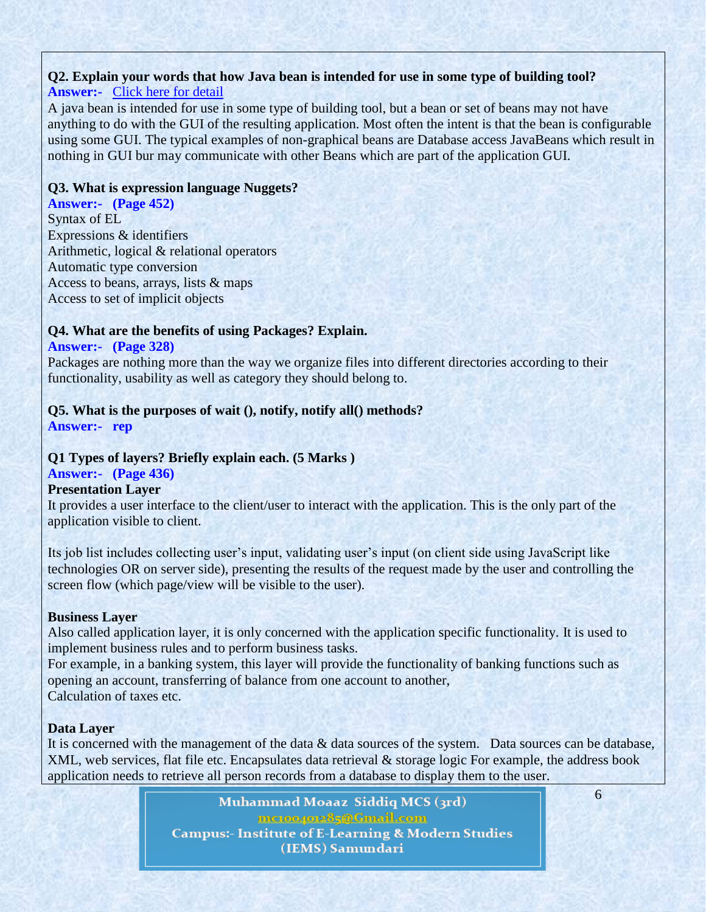**Q2. Explain your words that how Java bean is intended for use in some type of building tool?**

**Answer:-** Click here for detail

A java bean is intended for use in some type of building tool, but a bean or set of beans may not have anything to do with the GUI of the resulting application. Most often the intent is that the bean is configurable using some GUI. The typical examples of non-graphical beans are Database access JavaBeans which result in nothing in GUI bur may communicate with other Beans which are part of the application GUI.

**Q3. What is expression language Nuggets?**

**Answer:- (Page 452)**

Syntax of EL
Expressions & identifiers
Arithmetic, logical & relational operators
Automatic type conversion
Access to beans, arrays, lists & maps
Access to set of implicit objects

**Q4. What are the benefits of using Packages? Explain.**

**Answer:- (Page 328)**

Packages are nothing more than the way we organize files into different directories according to their functionality, usability as well as category they should belong to.

**Q5. What is the purposes of wait (), notify, notify all() methods?**

**Answer:- rep**

**Q1 Types of layers? Briefly explain each. (5 Marks )**

**Answer:- (Page 436)**

**Presentation Layer**

It provides a user interface to the client/user to interact with the application. This is the only part of the application visible to client.

Its job list includes collecting user's input, validating user's input (on client side using JavaScript like technologies OR on server side), presenting the results of the request made by the user and controlling the screen flow (which page/view will be visible to the user).

**Business Layer**

Also called application layer, it is only concerned with the application specific functionality. It is used to implement business rules and to perform business tasks.
For example, in a banking system, this layer will provide the functionality of banking functions such as opening an account, transferring of balance from one account to another,
Calculation of taxes etc.

**Data Layer**

It is concerned with the management of the data & data sources of the system. Data sources can be database, XML, web services, flat file etc. Encapsulates data retrieval & storage logic For example, the address book application needs to retrieve all person records from a database to display them to the user.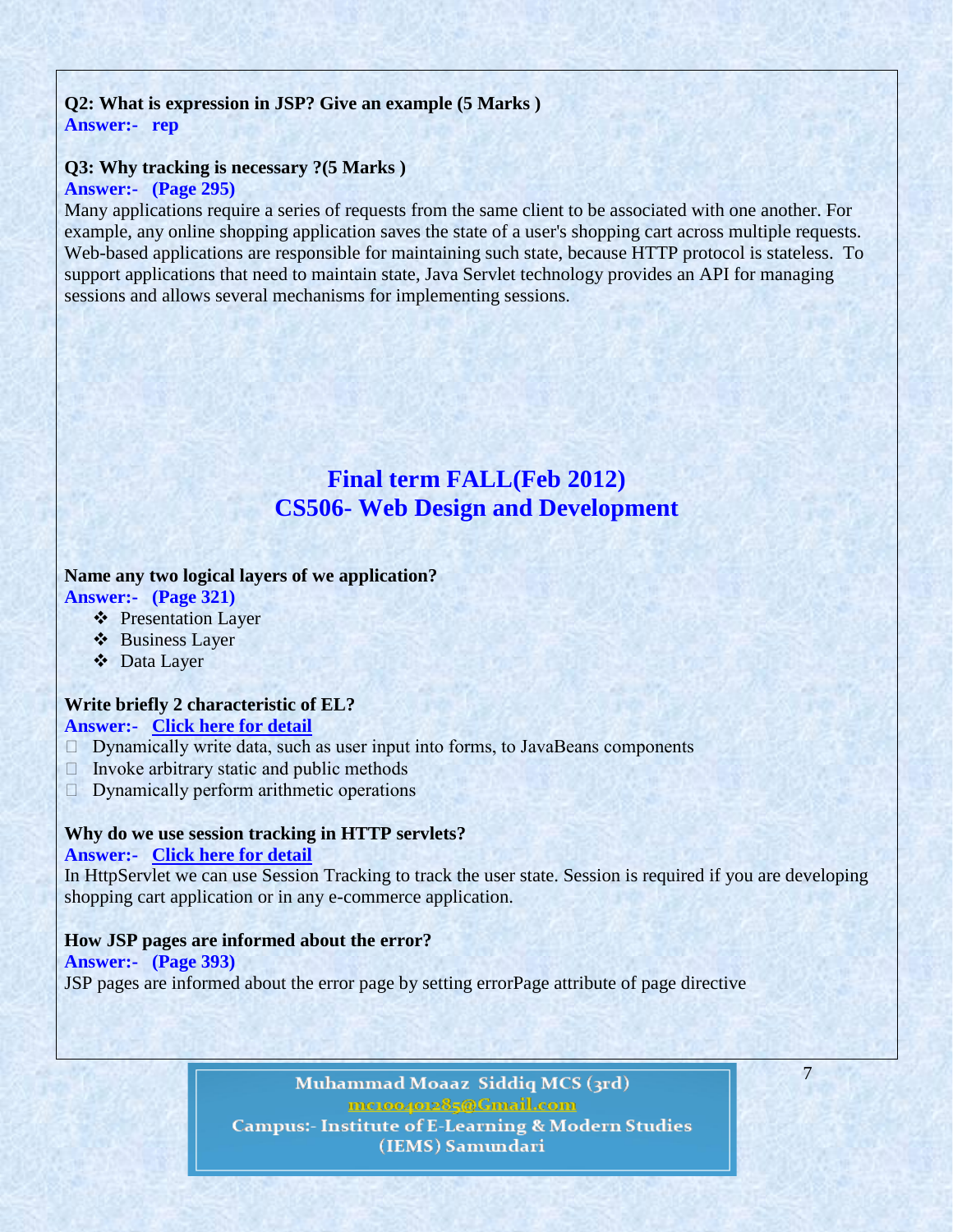**Q2: What is expression in JSP? Give an example (5 Marks )**
**Answer:- rep**

**Q3: Why tracking is necessary ?(5 Marks )**
**Answer:- (Page 295)**
Many applications require a series of requests from the same client to be associated with one another. For example, any online shopping application saves the state of a user's shopping cart across multiple requests. Web-based applications are responsible for maintaining such state, because HTTP protocol is stateless. To support applications that need to maintain state, Java Servlet technology provides an API for managing sessions and allows several mechanisms for implementing sessions.

## Final term FALL(Feb 2012)
## CS506- Web Design and Development

**Name any two logical layers of we application?**
**Answer:- (Page 321)**

- Presentation Layer
- Business Layer
- Data Layer

**Write briefly 2 characteristic of EL?**
**Answer:- Click here for detail**

- Dynamically write data, such as user input into forms, to JavaBeans components
- Invoke arbitrary static and public methods
- Dynamically perform arithmetic operations

**Why do we use session tracking in HTTP servlets?**
**Answer:- Click here for detail**
In HttpServlet we can use Session Tracking to track the user state. Session is required if you are developing shopping cart application or in any e-commerce application.

**How JSP pages are informed about the error?**
**Answer:- (Page 393)**
JSP pages are informed about the error page by setting errorPage attribute of page directive

Muhammad Moaaz Siddiq MCS (3rd)
mc100401285@Gmail.com
Campus:- Institute of E-Learning & Modern Studies (IEMS) Samundari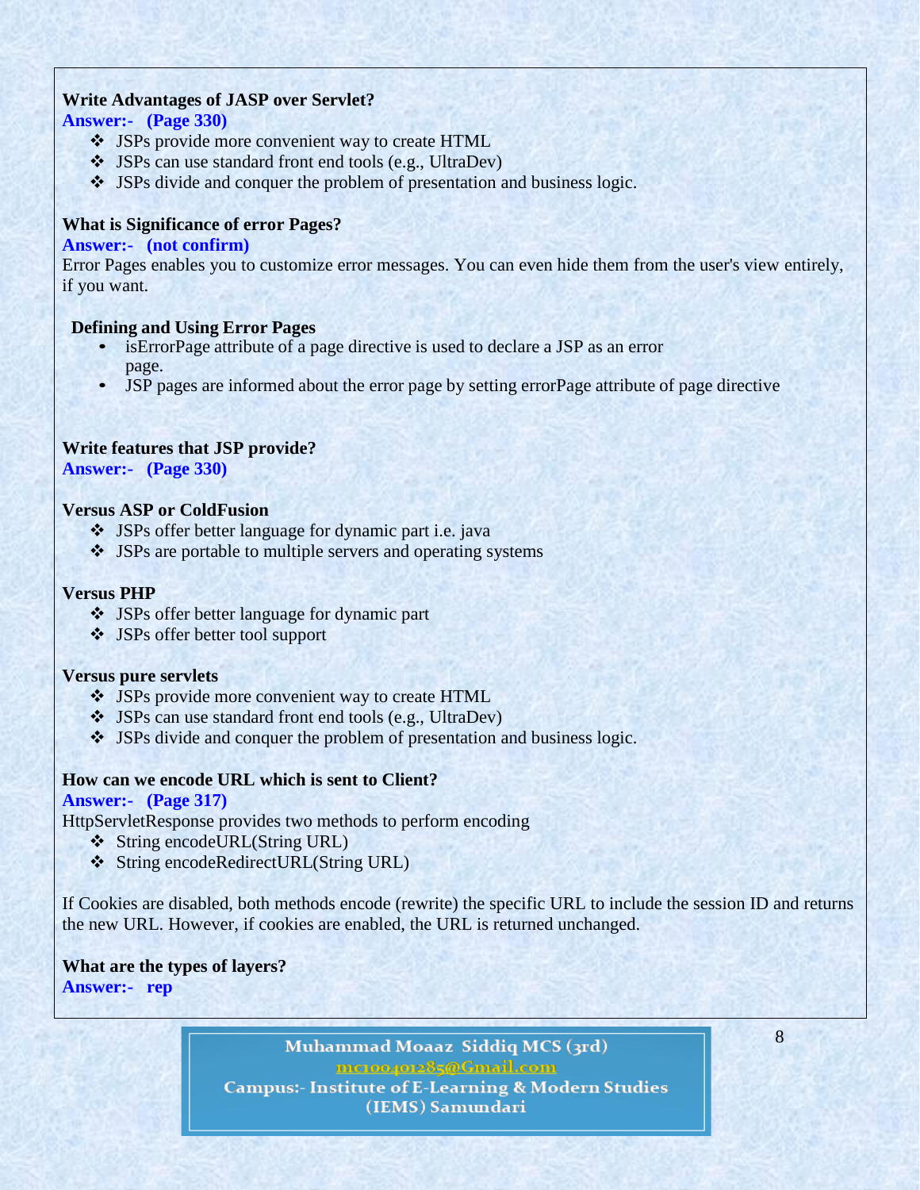**Write Advantages of JASP over Servlet?**

**Answer:- (Page 330)**

- JSPs provide more convenient way to create HTML
- JSPs can use standard front end tools (e.g., UltraDev)
- JSPs divide and conquer the problem of presentation and business logic.

**What is Significance of error Pages?**

**Answer:- (not confirm)**

Error Pages enables you to customize error messages. You can even hide them from the user's view entirely, if you want.

**Defining and Using Error Pages**

- isErrorPage attribute of a page directive is used to declare a JSP as an error page.
- JSP pages are informed about the error page by setting errorPage attribute of page directive

**Write features that JSP provide?**

**Answer:- (Page 330)**

**Versus ASP or ColdFusion**

- JSPs offer better language for dynamic part i.e. java
- JSPs are portable to multiple servers and operating systems

**Versus PHP**

- JSPs offer better language for dynamic part
- JSPs offer better tool support

**Versus pure servlets**

- JSPs provide more convenient way to create HTML
- JSPs can use standard front end tools (e.g., UltraDev)
- JSPs divide and conquer the problem of presentation and business logic.

**How can we encode URL which is sent to Client?**

**Answer:- (Page 317)**

HttpServletResponse provides two methods to perform encoding

- String encodeURL(String URL)
- String encodeRedirectURL(String URL)

If Cookies are disabled, both methods encode (rewrite) the specific URL to include the session ID and returns the new URL. However, if cookies are enabled, the URL is returned unchanged.

**What are the types of layers?**

**Answer:- rep**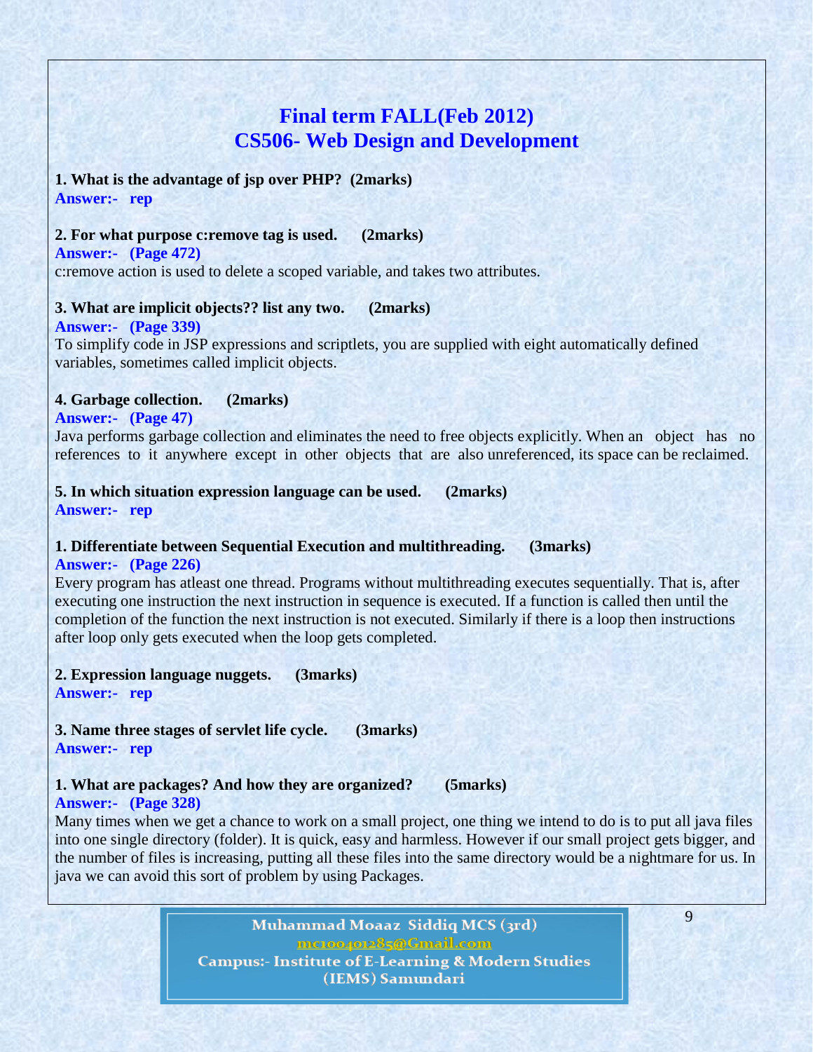# Final term FALL(Feb 2012)
# CS506- Web Design and Development

**1. What is the advantage of jsp over PHP? (2marks)**
**Answer:- rep**

**2. For what purpose c:remove tag is used. (2marks)**
**Answer:- (Page 472)**
c:remove action is used to delete a scoped variable, and takes two attributes.

**3. What are implicit objects?? list any two. (2marks)**
**Answer:- (Page 339)**
To simplify code in JSP expressions and scriptlets, you are supplied with eight automatically defined variables, sometimes called implicit objects.

**4. Garbage collection. (2marks)**
**Answer:- (Page 47)**
Java performs garbage collection and eliminates the need to free objects explicitly. When an object has no references to it anywhere except in other objects that are also unreferenced, its space can be reclaimed.

**5. In which situation expression language can be used. (2marks)**
**Answer:- rep**

**1. Differentiate between Sequential Execution and multithreading. (3marks)**
**Answer:- (Page 226)**
Every program has atleast one thread. Programs without multithreading executes sequentially. That is, after executing one instruction the next instruction in sequence is executed. If a function is called then until the completion of the function the next instruction is not executed. Similarly if there is a loop then instructions after loop only gets executed when the loop gets completed.

**2. Expression language nuggets. (3marks)**
**Answer:- rep**

**3. Name three stages of servlet life cycle. (3marks)**
**Answer:- rep**

**1. What are packages? And how they are organized? (5marks)**
**Answer:- (Page 328)**
Many times when we get a chance to work on a small project, one thing we intend to do is to put all java files into one single directory (folder). It is quick, easy and harmless. However if our small project gets bigger, and the number of files is increasing, putting all these files into the same directory would be a nightmare for us. In java we can avoid this sort of problem by using Packages.

Muhammad Moaaz Siddiq MCS (3rd)
mc100401285@Gmail.com
Campus:- Institute of E-Learning & Modern Studies (IEMS) Samundari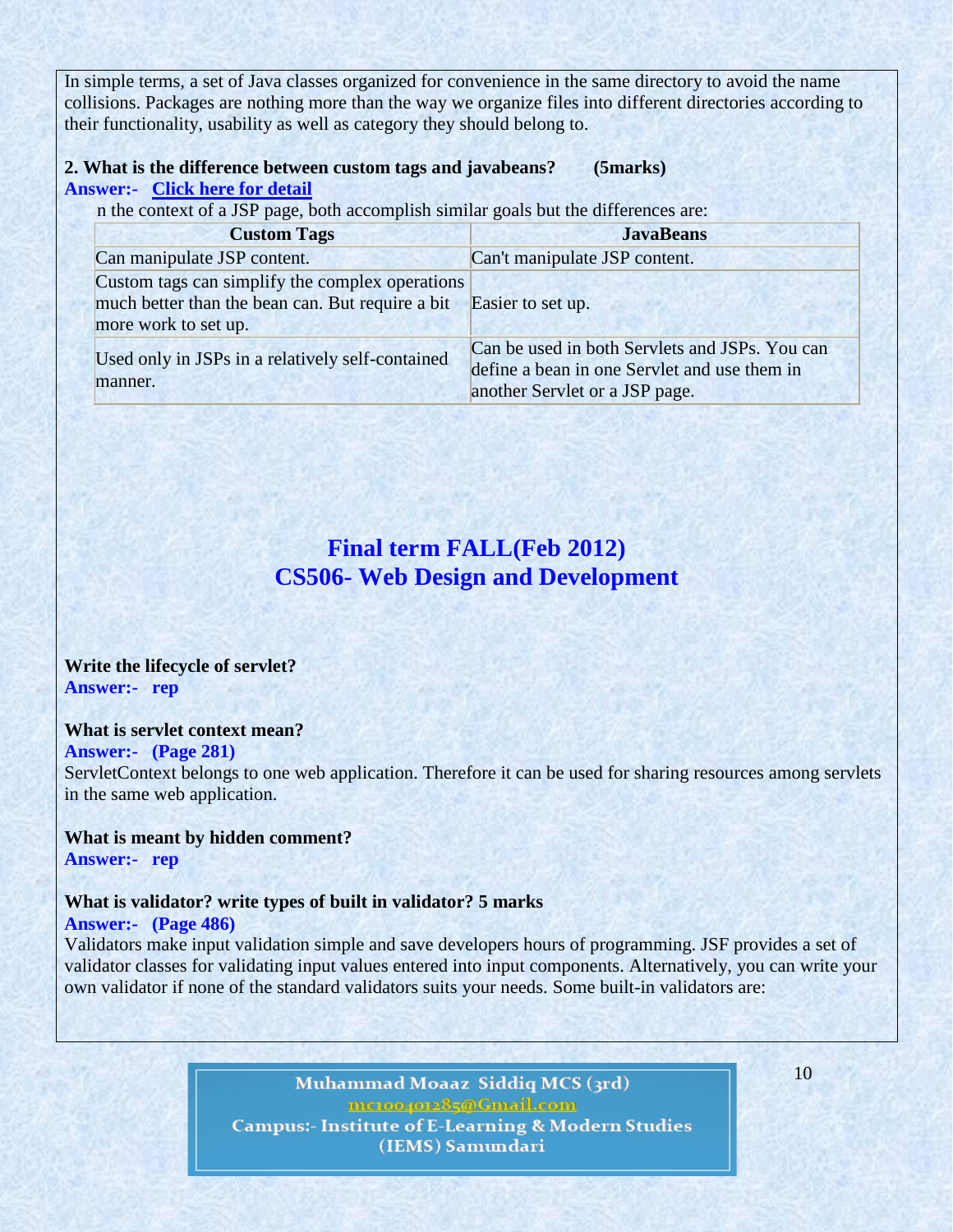In simple terms, a set of Java classes organized for convenience in the same directory to avoid the name collisions. Packages are nothing more than the way we organize files into different directories according to their functionality, usability as well as category they should belong to.

**2. What is the difference between custom tags and javabeans? (5marks)**

**Answer:- Click here for detail**

n the context of a JSP page, both accomplish similar goals but the differences are:

| Custom Tags | JavaBeans |
| --- | --- |
| Can manipulate JSP content. | Can't manipulate JSP content. |
| Custom tags can simplify the complex operations much better than the bean can. But require a bit more work to set up. | Easier to set up. |
| Used only in JSPs in a relatively self-contained manner. | Can be used in both Servlets and JSPs. You can define a bean in one Servlet and use them in another Servlet or a JSP page. |

# Final term FALL(Feb 2012)
# CS506- Web Design and Development

**Write the lifecycle of servlet?**

**Answer:- rep**

**What is servlet context mean?**

**Answer:- (Page 281)**

ServletContext belongs to one web application. Therefore it can be used for sharing resources among servlets in the same web application.

**What is meant by hidden comment?**

**Answer:- rep**

**What is validator? write types of built in validator? 5 marks**

**Answer:- (Page 486)**

Validators make input validation simple and save developers hours of programming. JSF provides a set of validator classes for validating input values entered into input components. Alternatively, you can write your own validator if none of the standard validators suits your needs. Some built-in validators are: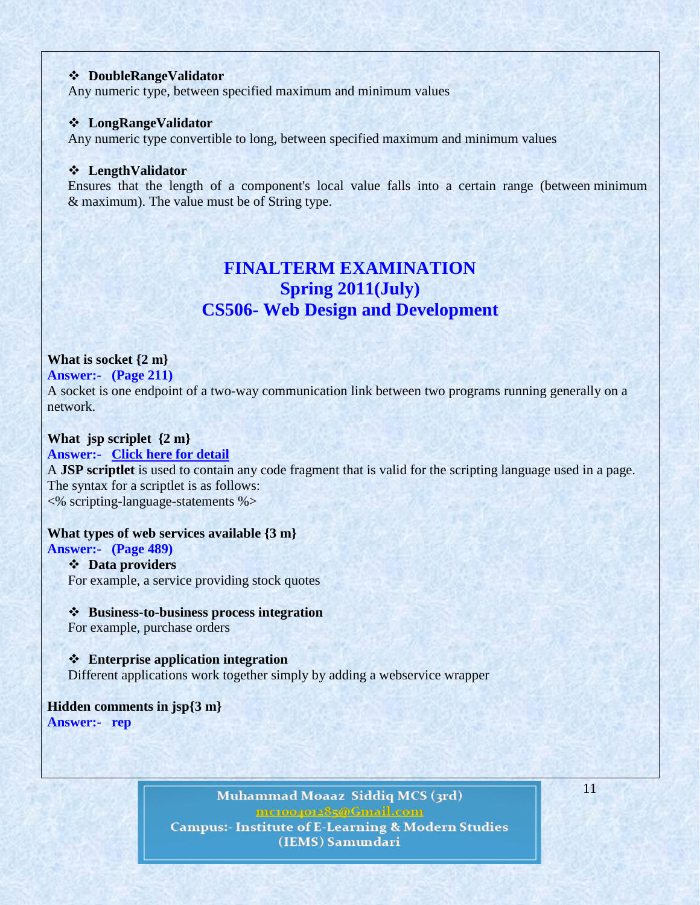- **DoubleRangeValidator**
  Any numeric type, between specified maximum and minimum values

- **LongRangeValidator**
  Any numeric type convertible to long, between specified maximum and minimum values

- **LengthValidator**
  Ensures that the length of a component's local value falls into a certain range (between minimum & maximum). The value must be of String type.

## FINALTERM EXAMINATION
## Spring 2011(July)
## CS506- Web Design and Development

**What is socket {2 m}**

**Answer:- (Page 211)**

A socket is one endpoint of a two-way communication link between two programs running generally on a network.

**What jsp scriplet {2 m}**

**Answer:- Click here for detail**

A **JSP scriptlet** is used to contain any code fragment that is valid for the scripting language used in a page. The syntax for a scriptlet is as follows:

<% scripting-language-statements %>

**What types of web services available {3 m}**

**Answer:- (Page 489)**

- **Data providers**
  For example, a service providing stock quotes

- **Business-to-business process integration**
  For example, purchase orders

- **Enterprise application integration**
  Different applications work together simply by adding a webservice wrapper

**Hidden comments in jsp{3 m}**

**Answer:- rep**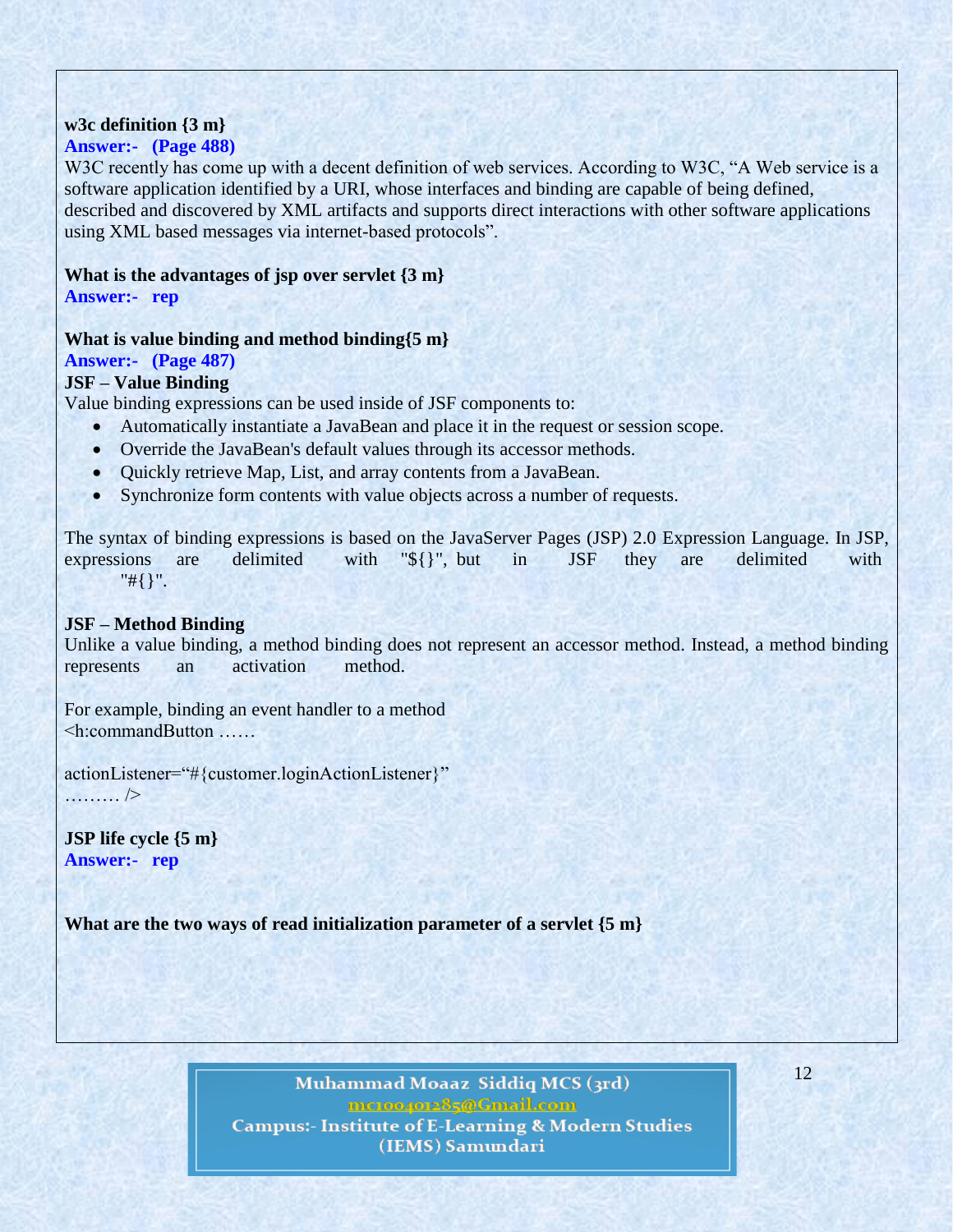**w3c definition {3 m}**

**Answer:- (Page 488)**

W3C recently has come up with a decent definition of web services. According to W3C, "A Web service is a software application identified by a URI, whose interfaces and binding are capable of being defined, described and discovered by XML artifacts and supports direct interactions with other software applications using XML based messages via internet-based protocols".

**What is the advantages of jsp over servlet {3 m}**

**Answer:- rep**

**What is value binding and method binding{5 m}**

**Answer:- (Page 487)**

**JSF – Value Binding**

Value binding expressions can be used inside of JSF components to:

- Automatically instantiate a JavaBean and place it in the request or session scope.
- Override the JavaBean's default values through its accessor methods.
- Quickly retrieve Map, List, and array contents from a JavaBean.
- Synchronize form contents with value objects across a number of requests.

The syntax of binding expressions is based on the JavaServer Pages (JSP) 2.0 Expression Language. In JSP, expressions are delimited with "${}", but in JSF they are delimited with "#{}".

**JSF – Method Binding**

Unlike a value binding, a method binding does not represent an accessor method. Instead, a method binding represents an activation method.

For example, binding an event handler to a method

```
<h:commandButton ……

actionListener="#{customer.loginActionListener}"
……… />
```

**JSP life cycle {5 m}**

**Answer:- rep**

**What are the two ways of read initialization parameter of a servlet {5 m}**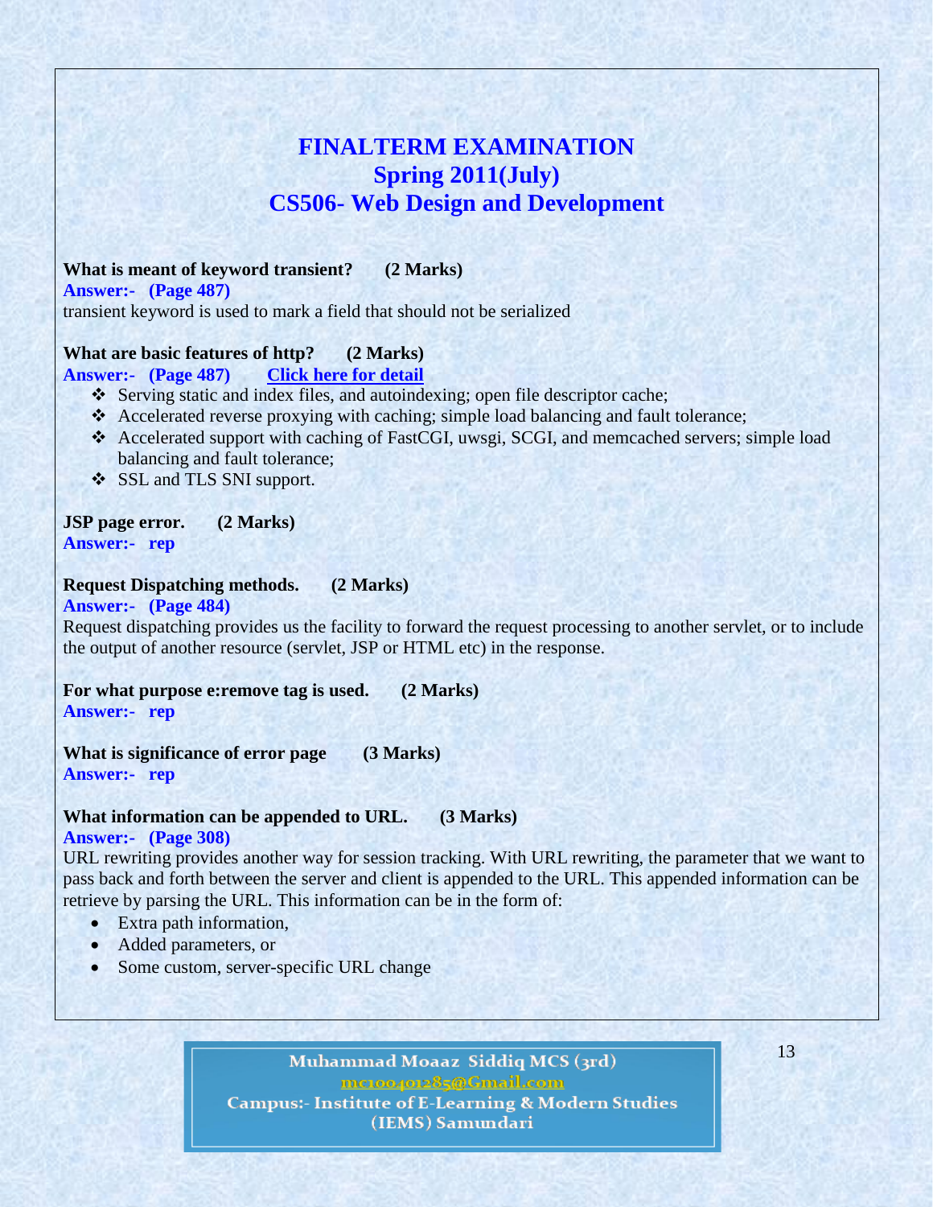# FINALTERM EXAMINATION
## Spring 2011(July)
## CS506- Web Design and Development

**What is meant of keyword transient? (2 Marks)**

**Answer:- (Page 487)**

transient keyword is used to mark a field that should not be serialized

**What are basic features of http? (2 Marks)**

**Answer:- (Page 487)** **Click here for detail**

- Serving static and index files, and autoindexing; open file descriptor cache;
- Accelerated reverse proxying with caching; simple load balancing and fault tolerance;
- Accelerated support with caching of FastCGI, uwsgi, SCGI, and memcached servers; simple load balancing and fault tolerance;
- SSL and TLS SNI support.

**JSP page error. (2 Marks)**

**Answer:- rep**

**Request Dispatching methods. (2 Marks)**

**Answer:- (Page 484)**

Request dispatching provides us the facility to forward the request processing to another servlet, or to include the output of another resource (servlet, JSP or HTML etc) in the response.

**For what purpose e:remove tag is used. (2 Marks)**

**Answer:- rep**

**What is significance of error page (3 Marks)**

**Answer:- rep**

**What information can be appended to URL. (3 Marks)**

**Answer:- (Page 308)**

URL rewriting provides another way for session tracking. With URL rewriting, the parameter that we want to pass back and forth between the server and client is appended to the URL. This appended information can be retrieve by parsing the URL. This information can be in the form of:

- Extra path information,
- Added parameters, or
- Some custom, server-specific URL change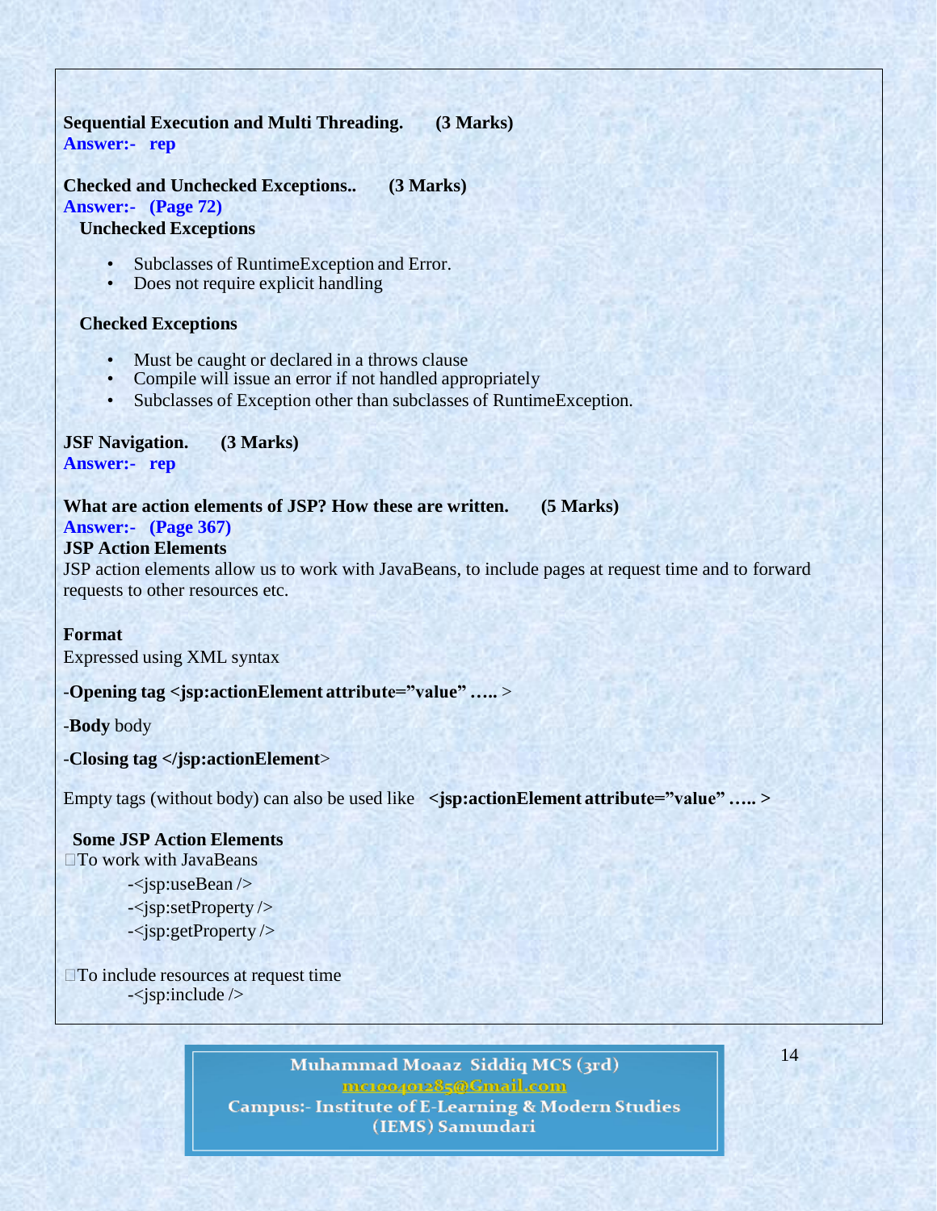**Sequential Execution and Multi Threading. (3 Marks)**
**Answer:- rep**

**Checked and Unchecked Exceptions.. (3 Marks)**
**Answer:- (Page 72)**

**Unchecked Exceptions**

- Subclasses of RuntimeException and Error.
- Does not require explicit handling

**Checked Exceptions**

- Must be caught or declared in a throws clause
- Compile will issue an error if not handled appropriately
- Subclasses of Exception other than subclasses of RuntimeException.

**JSF Navigation. (3 Marks)**
**Answer:- rep**

**What are action elements of JSP? How these are written. (5 Marks)**
**Answer:- (Page 367)**

**JSP Action Elements**

JSP action elements allow us to work with JavaBeans, to include pages at request time and to forward requests to other resources etc.

**Format**

Expressed using XML syntax

-**Opening tag <jsp:actionElement attribute="value" ….. >**

-**Body** body

-**Closing tag </jsp:actionElement>**

Empty tags (without body) can also be used like **<jsp:actionElement attribute="value" ….. >**

**Some JSP Action Elements**

- To work with JavaBeans
  - -<jsp:useBean />
  - -<jsp:setProperty />
  - -<jsp:getProperty />

- To include resources at request time
  - -<jsp:include />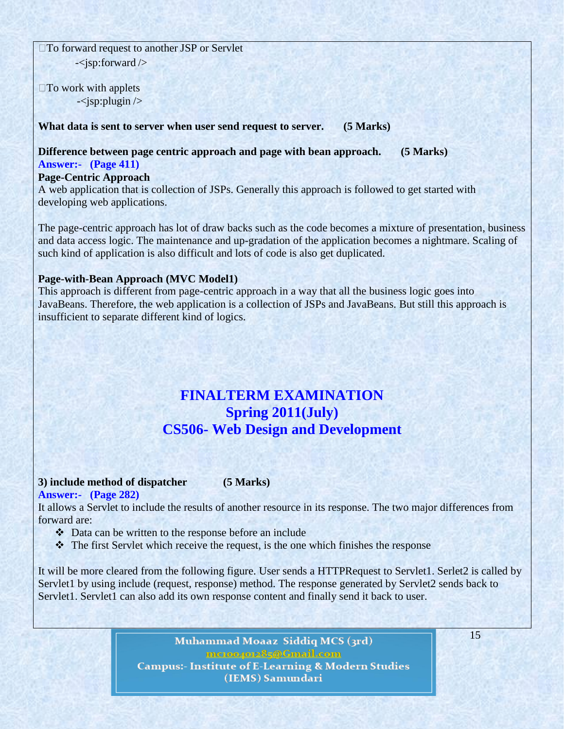- To forward request to another JSP or Servlet
  - -<jsp:forward />
- To work with applets
  - -<jsp:plugin />

**What data is sent to server when user send request to server. (5 Marks)**

**Difference between page centric approach and page with bean approach. (5 Marks)**

**Answer:- (Page 411)**

**Page-Centric Approach**

A web application that is collection of JSPs. Generally this approach is followed to get started with developing web applications.

The page-centric approach has lot of draw backs such as the code becomes a mixture of presentation, business and data access logic. The maintenance and up-gradation of the application becomes a nightmare. Scaling of such kind of application is also difficult and lots of code is also get duplicated.

**Page-with-Bean Approach (MVC Model1)**

This approach is different from page-centric approach in a way that all the business logic goes into JavaBeans. Therefore, the web application is a collection of JSPs and JavaBeans. But still this approach is insufficient to separate different kind of logics.

# FINALTERM EXAMINATION
# Spring 2011(July)
# CS506- Web Design and Development

**3) include method of dispatcher (5 Marks)**

**Answer:- (Page 282)**

It allows a Servlet to include the results of another resource in its response. The two major differences from forward are:

- Data can be written to the response before an include
- The first Servlet which receive the request, is the one which finishes the response

It will be more cleared from the following figure. User sends a HTTPRequest to Servlet1. Serlet2 is called by Servlet1 by using include (request, response) method. The response generated by Servlet2 sends back to Servlet1. Servlet1 can also add its own response content and finally send it back to user.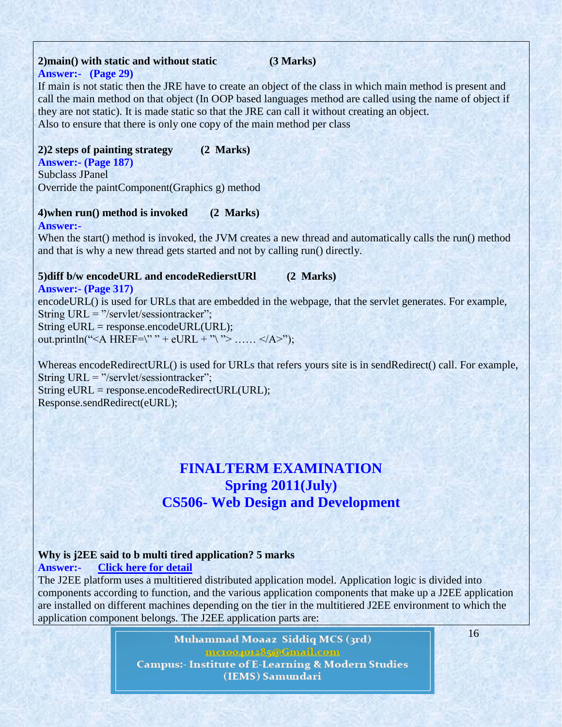**2)main() with static and without static (3 Marks)**

**Answer:- (Page 29)**

If main is not static then the JRE have to create an object of the class in which main method is present and call the main method on that object (In OOP based languages method are called using the name of object if they are not static). It is made static so that the JRE can call it without creating an object.
Also to ensure that there is only one copy of the main method per class

**2)2 steps of painting strategy (2 Marks)**

**Answer:- (Page 187)**

Subclass JPanel
Override the paintComponent(Graphics g) method

**4)when run() method is invoked (2 Marks)**

**Answer:-**

When the start() method is invoked, the JVM creates a new thread and automatically calls the run() method and that is why a new thread gets started and not by calling run() directly.

**5)diff b/w encodeURL and encodeRedierstURl (2 Marks)**

**Answer:- (Page 317)**

encodeURL() is used for URLs that are embedded in the webpage, that the servlet generates. For example,

```
String URL = "/servlet/sessiontracker";
String eURL = response.encodeURL(URL);
out.println("<A HREF=\" " + eURL + "\ "> …… </A>");
```

Whereas encodeRedirectURL() is used for URLs that refers yours site is in sendRedirect() call. For example,

```
String URL = "/servlet/sessiontracker";
String eURL = response.encodeRedirectURL(URL);
Response.sendRedirect(eURL);
```

# FINALTERM EXAMINATION
## Spring 2011(July)
## CS506- Web Design and Development

**Why is j2EE said to b multi tired application? 5 marks**

**Answer:- Click here for detail**

The J2EE platform uses a multitiered distributed application model. Application logic is divided into components according to function, and the various application components that make up a J2EE application are installed on different machines depending on the tier in the multitiered J2EE environment to which the application component belongs. The J2EE application parts are: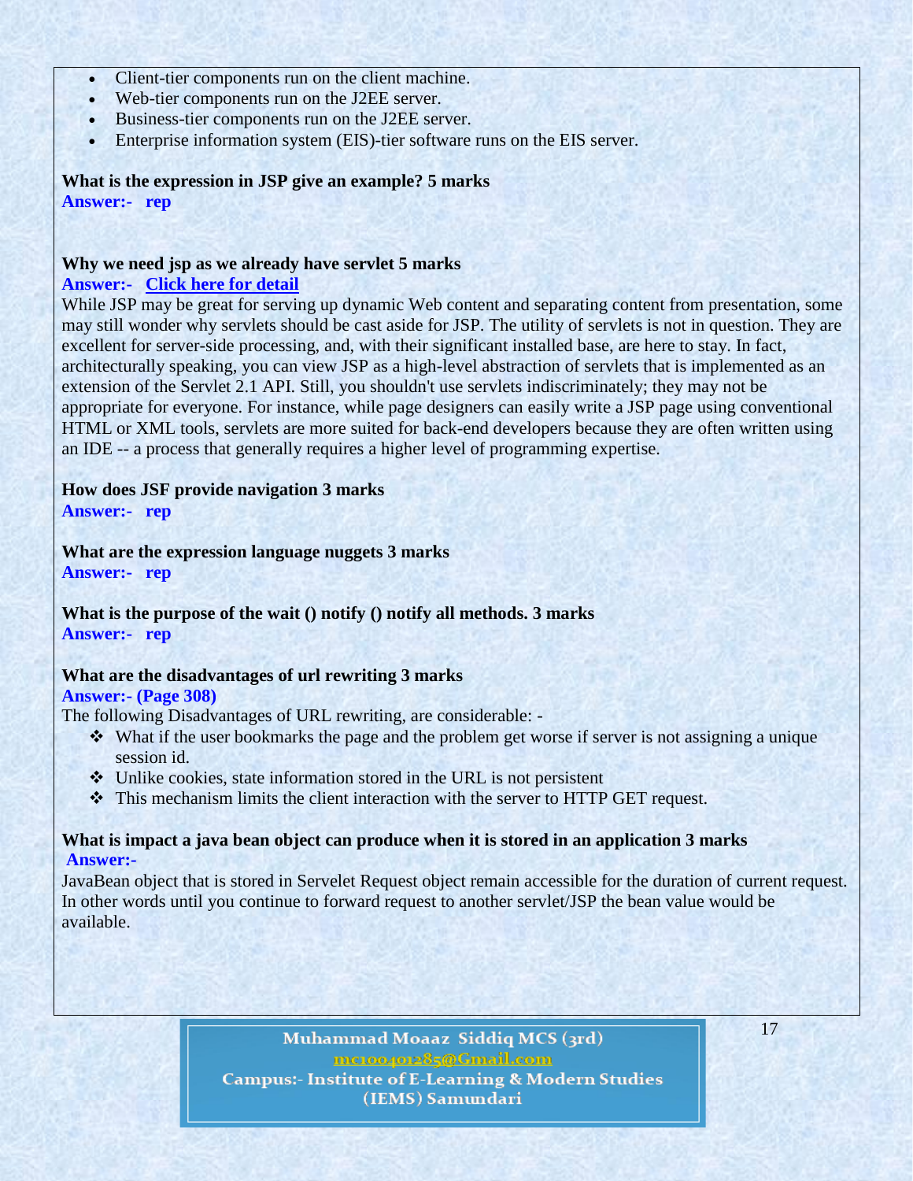- Client-tier components run on the client machine.
- Web-tier components run on the J2EE server.
- Business-tier components run on the J2EE server.
- Enterprise information system (EIS)-tier software runs on the EIS server.

**What is the expression in JSP give an example? 5 marks**
**Answer:- rep**

**Why we need jsp as we already have servlet 5 marks**
**Answer:- Click here for detail**
While JSP may be great for serving up dynamic Web content and separating content from presentation, some may still wonder why servlets should be cast aside for JSP. The utility of servlets is not in question. They are excellent for server-side processing, and, with their significant installed base, are here to stay. In fact, architecturally speaking, you can view JSP as a high-level abstraction of servlets that is implemented as an extension of the Servlet 2.1 API. Still, you shouldn't use servlets indiscriminately; they may not be appropriate for everyone. For instance, while page designers can easily write a JSP page using conventional HTML or XML tools, servlets are more suited for back-end developers because they are often written using an IDE -- a process that generally requires a higher level of programming expertise.

**How does JSF provide navigation 3 marks**
**Answer:- rep**

**What are the expression language nuggets 3 marks**
**Answer:- rep**

**What is the purpose of the wait () notify () notify all methods. 3 marks**
**Answer:- rep**

**What are the disadvantages of url rewriting 3 marks**
**Answer:- (Page 308)**
The following Disadvantages of URL rewriting, are considerable: -

- What if the user bookmarks the page and the problem get worse if server is not assigning a unique session id.
- Unlike cookies, state information stored in the URL is not persistent
- This mechanism limits the client interaction with the server to HTTP GET request.

**What is impact a java bean object can produce when it is stored in an application 3 marks**
**Answer:-**
JavaBean object that is stored in Servelet Request object remain accessible for the duration of current request. In other words until you continue to forward request to another servlet/JSP the bean value would be available.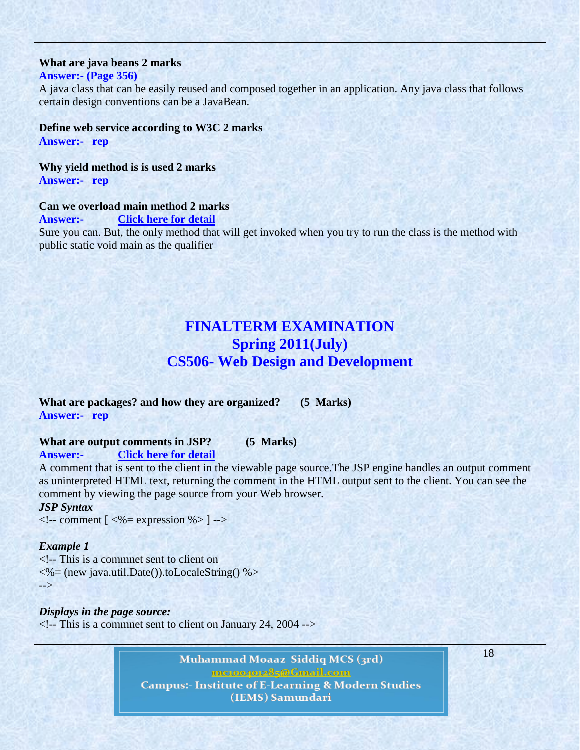**What are java beans 2 marks**
**Answer:- (Page 356)**
A java class that can be easily reused and composed together in an application. Any java class that follows certain design conventions can be a JavaBean.

**Define web service according to W3C 2 marks**
**Answer:- rep**

**Why yield method is is used 2 marks**
**Answer:- rep**

**Can we overload main method 2 marks**
**Answer:-** Click here for detail
Sure you can. But, the only method that will get invoked when you try to run the class is the method with public static void main as the qualifier

# FINALTERM EXAMINATION
## Spring 2011(July)
## CS506- Web Design and Development

**What are packages? and how they are organized? (5 Marks)**
**Answer:- rep**

**What are output comments in JSP? (5 Marks)**
**Answer:-** Click here for detail
A comment that is sent to the client in the viewable page source.The JSP engine handles an output comment as uninterpreted HTML text, returning the comment in the HTML output sent to the client. You can see the comment by viewing the page source from your Web browser.

***JSP Syntax***
```
<!-- comment [ <%= expression %> ] -->
```

***Example 1***
```
<!-- This is a commnet sent to client on
<%= (new java.util.Date()).toLocaleString() %>
-->
```

***Displays in the page source:***
```
<!-- This is a commnet sent to client on January 24, 2004 -->
```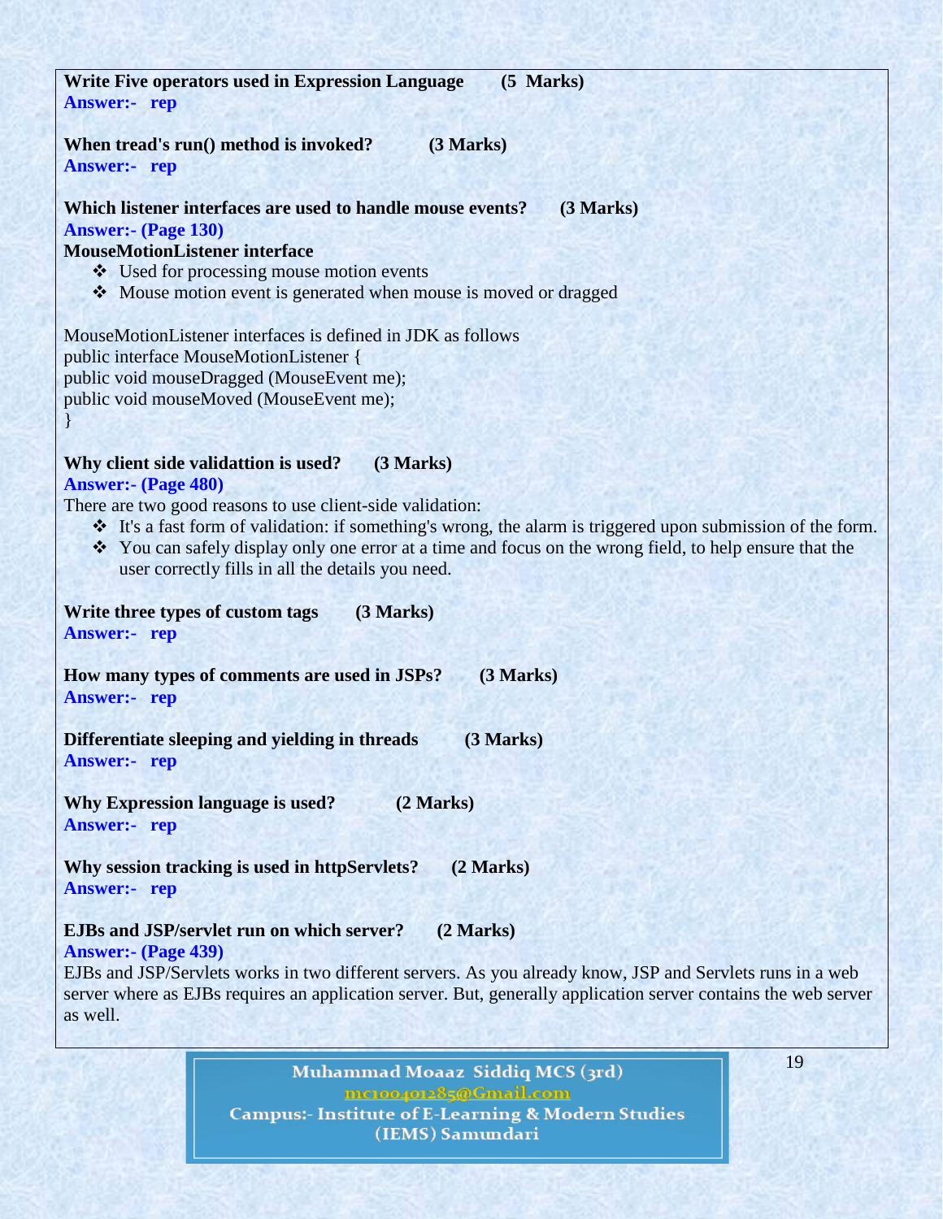**Write Five operators used in Expression Language (5 Marks)**
**Answer:- rep**

**When tread's run() method is invoked? (3 Marks)**
**Answer:- rep**

**Which listener interfaces are used to handle mouse events? (3 Marks)**
**Answer:- (Page 130)**
**MouseMotionListener interface**

- Used for processing mouse motion events
- Mouse motion event is generated when mouse is moved or dragged

MouseMotionListener interfaces is defined in JDK as follows

```
public interface MouseMotionListener {
public void mouseDragged (MouseEvent me);
public void mouseMoved (MouseEvent me);
}
```

**Why client side validattion is used? (3 Marks)**
**Answer:- (Page 480)**
There are two good reasons to use client-side validation:

- It's a fast form of validation: if something's wrong, the alarm is triggered upon submission of the form.
- You can safely display only one error at a time and focus on the wrong field, to help ensure that the user correctly fills in all the details you need.

**Write three types of custom tags (3 Marks)**
**Answer:- rep**

**How many types of comments are used in JSPs? (3 Marks)**
**Answer:- rep**

**Differentiate sleeping and yielding in threads (3 Marks)**
**Answer:- rep**

**Why Expression language is used? (2 Marks)**
**Answer:- rep**

**Why session tracking is used in httpServlets? (2 Marks)**
**Answer:- rep**

**EJBs and JSP/servlet run on which server? (2 Marks)**
**Answer:- (Page 439)**
EJBs and JSP/Servlets works in two different servers. As you already know, JSP and Servlets runs in a web server where as EJBs requires an application server. But, generally application server contains the web server as well.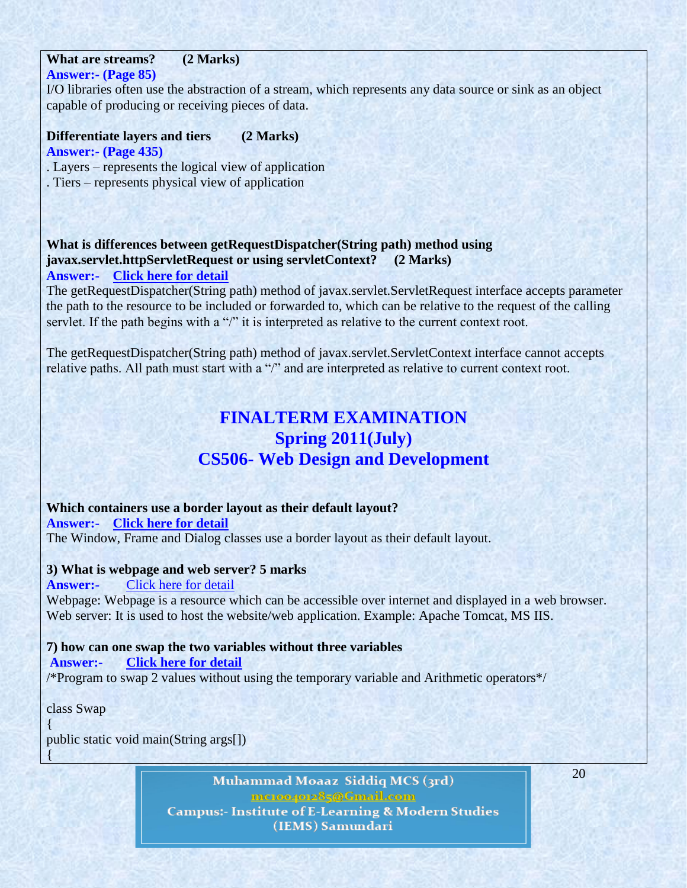**What are streams? (2 Marks)**

**Answer:- (Page 85)**

I/O libraries often use the abstraction of a stream, which represents any data source or sink as an object capable of producing or receiving pieces of data.

**Differentiate layers and tiers (2 Marks)**

**Answer:- (Page 435)**

. Layers – represents the logical view of application

. Tiers – represents physical view of application

**What is differences between getRequestDispatcher(String path) method using javax.servlet.httpServletRequest or using servletContext? (2 Marks)**

**Answer:- Click here for detail**

The getRequestDispatcher(String path) method of javax.servlet.ServletRequest interface accepts parameter the path to the resource to be included or forwarded to, which can be relative to the request of the calling servlet. If the path begins with a "/" it is interpreted as relative to the current context root.

The getRequestDispatcher(String path) method of javax.servlet.ServletContext interface cannot accepts relative paths. All path must start with a "/" and are interpreted as relative to current context root.

# FINALTERM EXAMINATION
# Spring 2011(July)
# CS506- Web Design and Development

**Which containers use a border layout as their default layout?**

**Answer:- Click here for detail**

The Window, Frame and Dialog classes use a border layout as their default layout.

**3) What is webpage and web server? 5 marks**

**Answer:-** Click here for detail

Webpage: Webpage is a resource which can be accessible over internet and displayed in a web browser.
Web server: It is used to host the website/web application. Example: Apache Tomcat, MS IIS.

**7) how can one swap the two variables without three variables**

**Answer:- Click here for detail**

/*Program to swap 2 values without using the temporary variable and Arithmetic operators*/

```
class Swap
{
public static void main(String args[])
{
```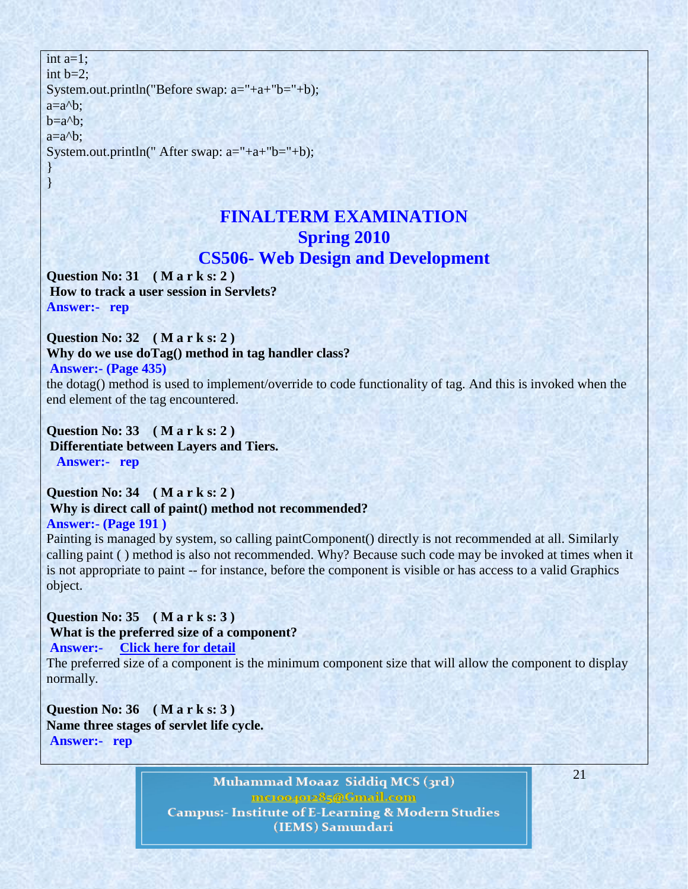```
int a=1;
int b=2;
System.out.println("Before swap: a="+a+"b="+b);
a=a^b;
b=a^b;
a=a^b;
System.out.println(" After swap: a="+a+"b="+b);
}
}
```

# FINALTERM EXAMINATION
## Spring 2010
## CS506- Web Design and Development

**Question No: 31 ( M a r k s: 2 )**
**How to track a user session in Servlets?**
**Answer:- rep**

**Question No: 32 ( M a r k s: 2 )**
**Why do we use doTag() method in tag handler class?**
**Answer:- (Page 435)**
the dotag() method is used to implement/override to code functionality of tag. And this is invoked when the end element of the tag encountered.

**Question No: 33 ( M a r k s: 2 )**
**Differentiate between Layers and Tiers.**
**Answer:- rep**

**Question No: 34 ( M a r k s: 2 )**
**Why is direct call of paint() method not recommended?**
**Answer:- (Page 191 )**
Painting is managed by system, so calling paintComponent() directly is not recommended at all. Similarly calling paint ( ) method is also not recommended. Why? Because such code may be invoked at times when it is not appropriate to paint -- for instance, before the component is visible or has access to a valid Graphics object.

**Question No: 35 ( M a r k s: 3 )**
**What is the preferred size of a component?**
**Answer:- Click here for detail**
The preferred size of a component is the minimum component size that will allow the component to display normally.

**Question No: 36 ( M a r k s: 3 )**
**Name three stages of servlet life cycle.**
**Answer:- rep**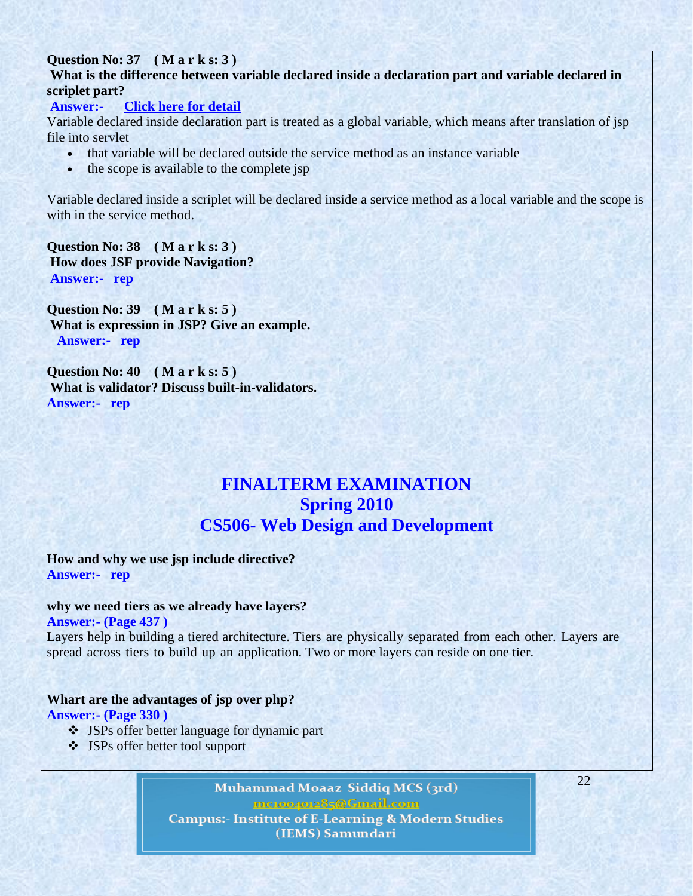**Question No: 37 ( M a r k s: 3 )**
**What is the difference between variable declared inside a declaration part and variable declared in scriplet part?**
**Answer:- [Click here for detail]**
Variable declared inside declaration part is treated as a global variable, which means after translation of jsp file into servlet

- that variable will be declared outside the service method as an instance variable
- the scope is available to the complete jsp

Variable declared inside a scriplet will be declared inside a service method as a local variable and the scope is with in the service method.

**Question No: 38 ( M a r k s: 3 )**
**How does JSF provide Navigation?**
**Answer:- rep**

**Question No: 39 ( M a r k s: 5 )**
**What is expression in JSP? Give an example.**
**Answer:- rep**

**Question No: 40 ( M a r k s: 5 )**
**What is validator? Discuss built-in-validators.**
**Answer:- rep**

# FINALTERM EXAMINATION
## Spring 2010
## CS506- Web Design and Development

**How and why we use jsp include directive?**
**Answer:- rep**

**why we need tiers as we already have layers?**
**Answer:- (Page 437 )**
Layers help in building a tiered architecture. Tiers are physically separated from each other. Layers are spread across tiers to build up an application. Two or more layers can reside on one tier.

**Whart are the advantages of jsp over php?**
**Answer:- (Page 330 )**

- JSPs offer better language for dynamic part
- JSPs offer better tool support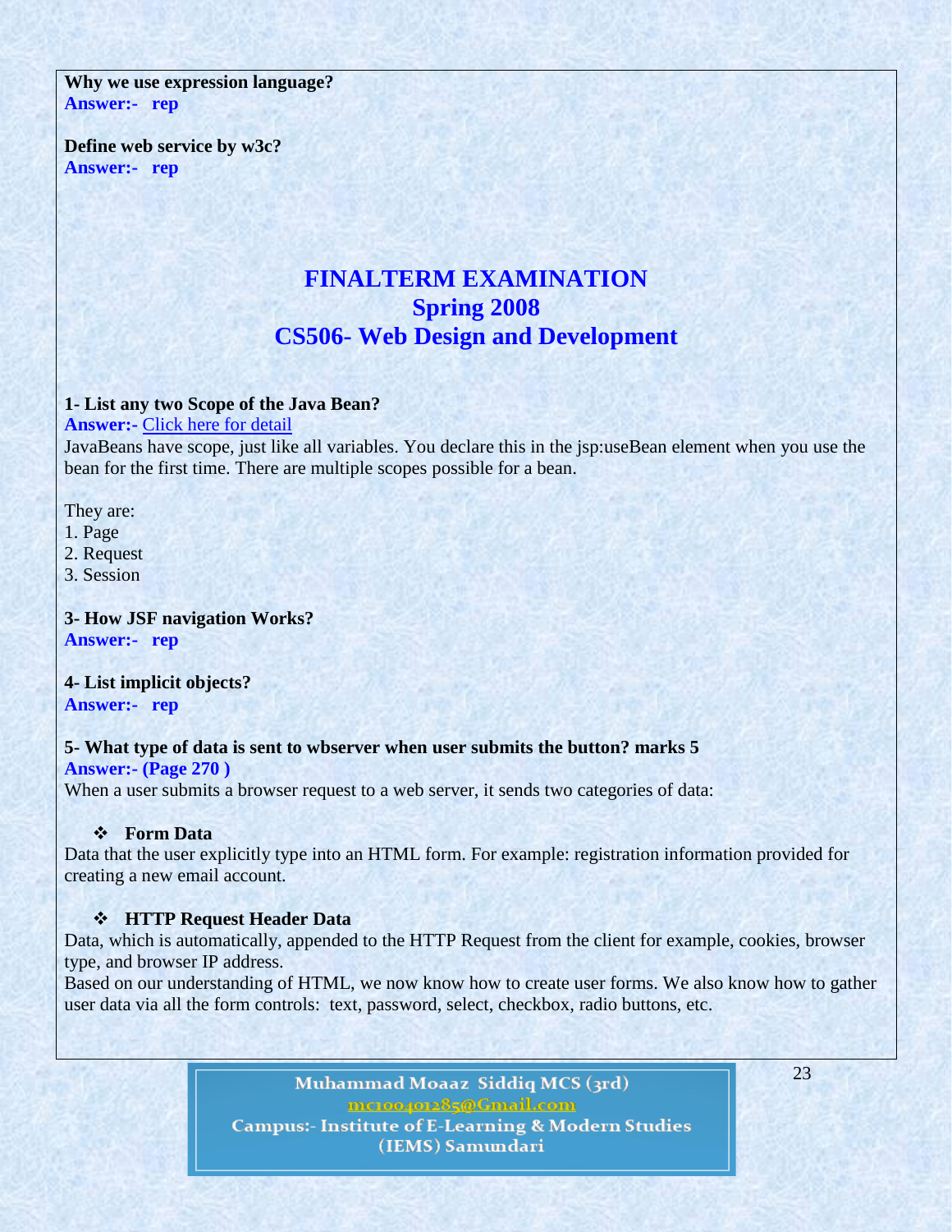**Why we use expression language?**
**Answer:- rep**

**Define web service by w3c?**
**Answer:- rep**

# FINALTERM EXAMINATION
## Spring 2008
## CS506- Web Design and Development

**1- List any two Scope of the Java Bean?**
**Answer:-** Click here for detail
JavaBeans have scope, just like all variables. You declare this in the jsp:useBean element when you use the bean for the first time. There are multiple scopes possible for a bean.

They are:
1. Page
2. Request
3. Session

**3- How JSF navigation Works?**
**Answer:- rep**

**4- List implicit objects?**
**Answer:- rep**

**5- What type of data is sent to wbserver when user submits the button? marks 5**
**Answer:- (Page 270 )**
When a user submits a browser request to a web server, it sends two categories of data:

- **Form Data**

Data that the user explicitly type into an HTML form. For example: registration information provided for creating a new email account.

- **HTTP Request Header Data**

Data, which is automatically, appended to the HTTP Request from the client for example, cookies, browser type, and browser IP address.
Based on our understanding of HTML, we now know how to create user forms. We also know how to gather user data via all the form controls: text, password, select, checkbox, radio buttons, etc.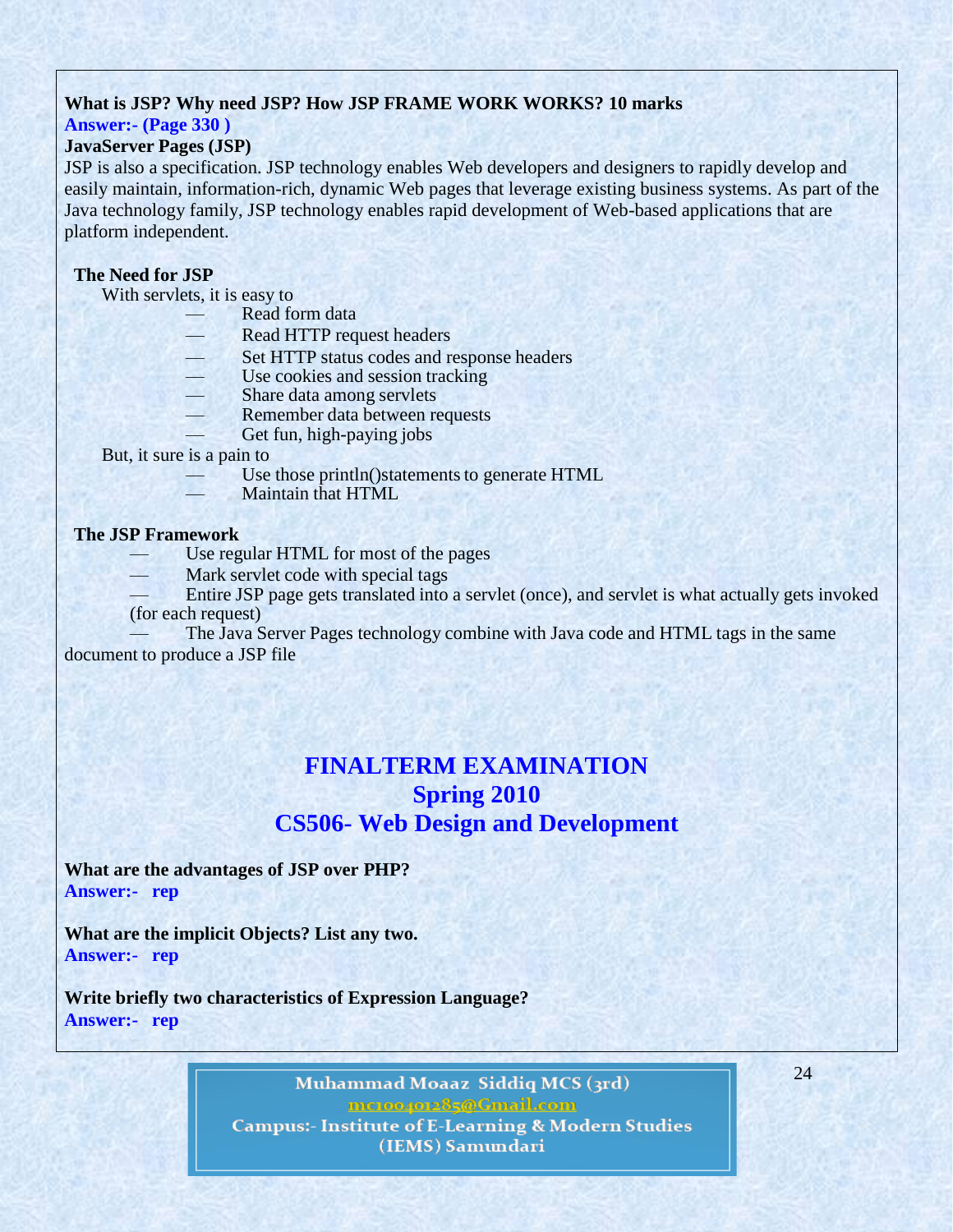**What is JSP? Why need JSP? How JSP FRAME WORK WORKS? 10 marks**
**Answer:- (Page 330 )**
**JavaServer Pages (JSP)**
JSP is also a specification. JSP technology enables Web developers and designers to rapidly develop and easily maintain, information-rich, dynamic Web pages that leverage existing business systems. As part of the Java technology family, JSP technology enables rapid development of Web-based applications that are platform independent.

**The Need for JSP**

With servlets, it is easy to

- Read form data
- Read HTTP request headers
- Set HTTP status codes and response headers
- Use cookies and session tracking
- Share data among servlets
- Remember data between requests
- Get fun, high-paying jobs

But, it sure is a pain to

- Use those println()statements to generate HTML
- Maintain that HTML

**The JSP Framework**

- Use regular HTML for most of the pages
- Mark servlet code with special tags
- Entire JSP page gets translated into a servlet (once), and servlet is what actually gets invoked (for each request)
- The Java Server Pages technology combine with Java code and HTML tags in the same document to produce a JSP file

# FINALTERM EXAMINATION
## Spring 2010
## CS506- Web Design and Development

**What are the advantages of JSP over PHP?**
**Answer:- rep**

**What are the implicit Objects? List any two.**
**Answer:- rep**

**Write briefly two characteristics of Expression Language?**
**Answer:- rep**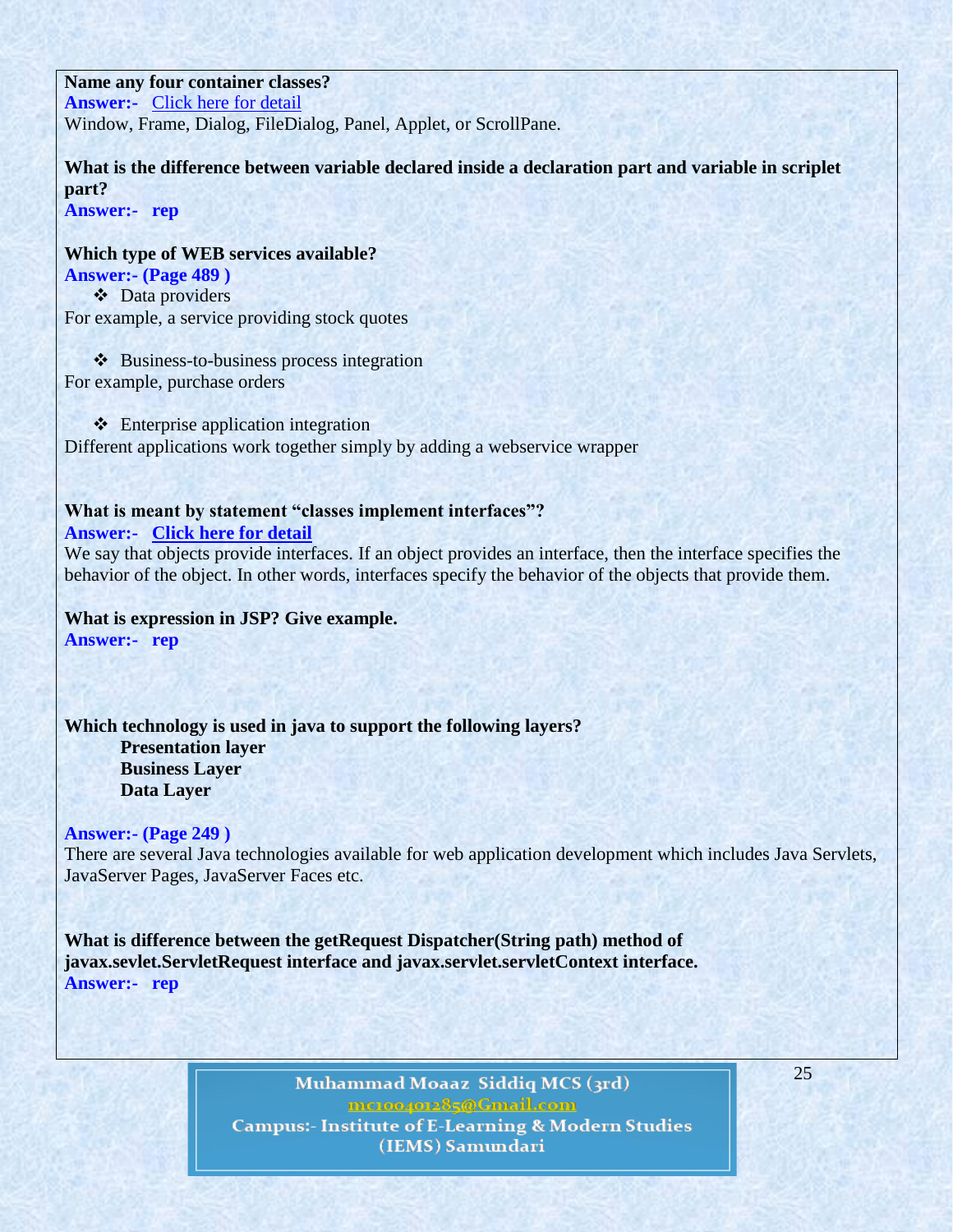**Name any four container classes?**
**Answer:-** Click here for detail
Window, Frame, Dialog, FileDialog, Panel, Applet, or ScrollPane.

**What is the difference between variable declared inside a declaration part and variable in scriplet part?**
**Answer:- rep**

**Which type of WEB services available?**
**Answer:- (Page 489 )**

- Data providers

For example, a service providing stock quotes

- Business-to-business process integration

For example, purchase orders

- Enterprise application integration

Different applications work together simply by adding a webservice wrapper

**What is meant by statement "classes implement interfaces"?**
**Answer:- Click here for detail**
We say that objects provide interfaces. If an object provides an interface, then the interface specifies the behavior of the object. In other words, interfaces specify the behavior of the objects that provide them.

**What is expression in JSP? Give example.**
**Answer:- rep**

**Which technology is used in java to support the following layers?**
**Presentation layer**
**Business Layer**
**Data Layer**

**Answer:- (Page 249 )**
There are several Java technologies available for web application development which includes Java Servlets, JavaServer Pages, JavaServer Faces etc.

**What is difference between the getRequest Dispatcher(String path) method of javax.sevlet.ServletRequest interface and javax.servlet.servletContext interface.**
**Answer:- rep**

Muhammad Moaaz Siddiq MCS (3rd)
mc100401285@Gmail.com
Campus:- Institute of E-Learning & Modern Studies (IEMS) Samundari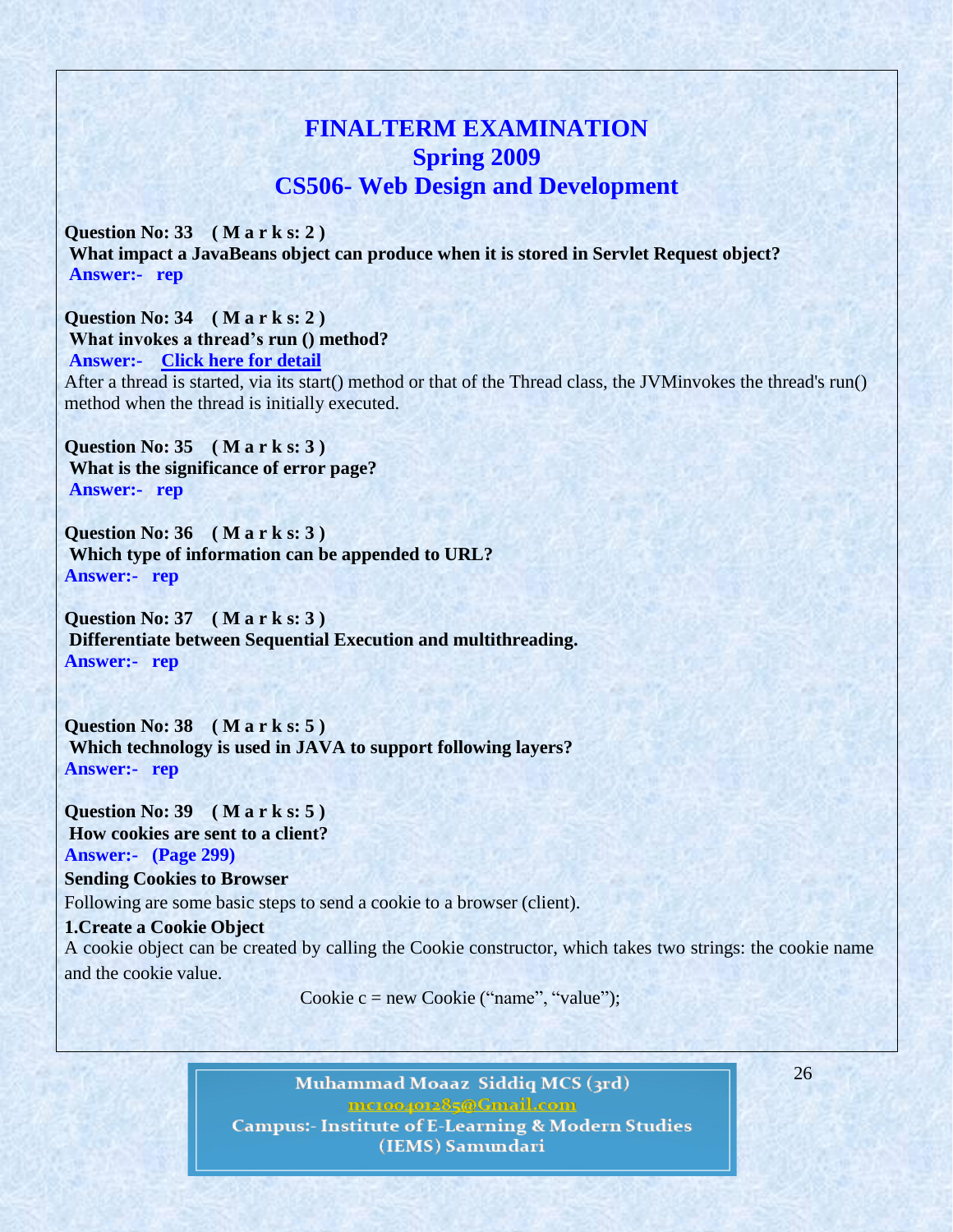# FINALTERM EXAMINATION
## Spring 2009
## CS506- Web Design and Development

**Question No: 33 ( M a r k s: 2 )**
**What impact a JavaBeans object can produce when it is stored in Servlet Request object?**
**Answer:- rep**

**Question No: 34 ( M a r k s: 2 )**
**What invokes a thread's run () method?**
**Answer:- Click here for detail**
After a thread is started, via its start() method or that of the Thread class, the JVMinvokes the thread's run() method when the thread is initially executed.

**Question No: 35 ( M a r k s: 3 )**
**What is the significance of error page?**
**Answer:- rep**

**Question No: 36 ( M a r k s: 3 )**
**Which type of information can be appended to URL?**
**Answer:- rep**

**Question No: 37 ( M a r k s: 3 )**
**Differentiate between Sequential Execution and multithreading.**
**Answer:- rep**

**Question No: 38 ( M a r k s: 5 )**
**Which technology is used in JAVA to support following layers?**
**Answer:- rep**

**Question No: 39 ( M a r k s: 5 )**
**How cookies are sent to a client?**
**Answer:- (Page 299)**
**Sending Cookies to Browser**
Following are some basic steps to send a cookie to a browser (client).
**1.Create a Cookie Object**
A cookie object can be created by calling the Cookie constructor, which takes two strings: the cookie name and the cookie value.

```
Cookie c = new Cookie ("name", "value");
```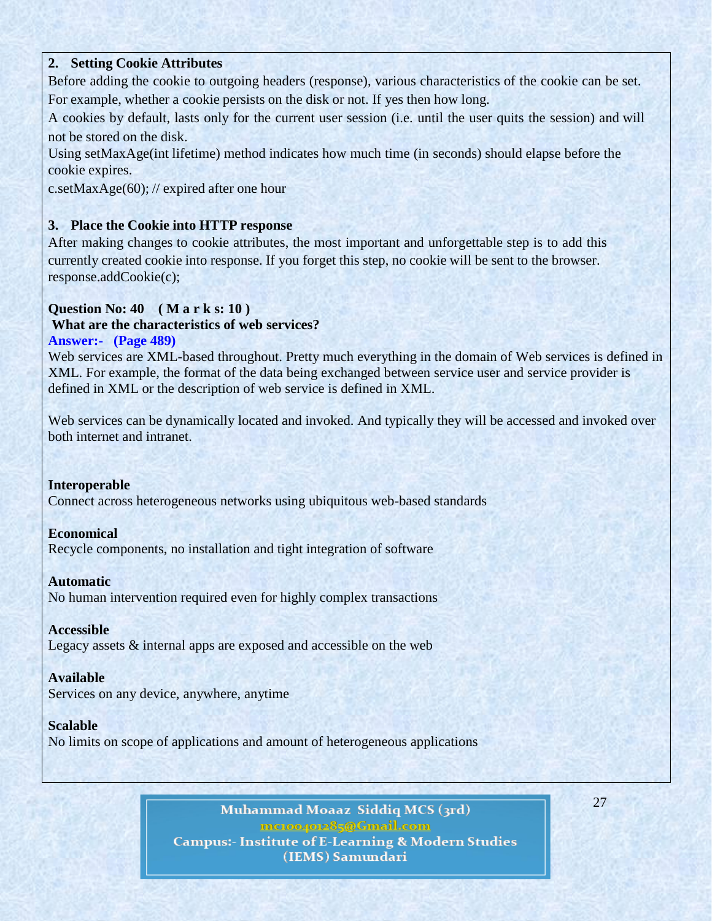**2. Setting Cookie Attributes**

Before adding the cookie to outgoing headers (response), various characteristics of the cookie can be set. For example, whether a cookie persists on the disk or not. If yes then how long.

A cookies by default, lasts only for the current user session (i.e. until the user quits the session) and will not be stored on the disk.

Using setMaxAge(int lifetime) method indicates how much time (in seconds) should elapse before the cookie expires.

```
c.setMaxAge(60); // expired after one hour
```

**3. Place the Cookie into HTTP response**

After making changes to cookie attributes, the most important and unforgettable step is to add this currently created cookie into response. If you forget this step, no cookie will be sent to the browser.

```
response.addCookie(c);
```

**Question No: 40 ( M a r k s: 10 )**

**What are the characteristics of web services?**

**Answer:- (Page 489)**

Web services are XML-based throughout. Pretty much everything in the domain of Web services is defined in XML. For example, the format of the data being exchanged between service user and service provider is defined in XML or the description of web service is defined in XML.

Web services can be dynamically located and invoked. And typically they will be accessed and invoked over both internet and intranet.

**Interoperable**

Connect across heterogeneous networks using ubiquitous web-based standards

**Economical**

Recycle components, no installation and tight integration of software

**Automatic**

No human intervention required even for highly complex transactions

**Accessible**

Legacy assets & internal apps are exposed and accessible on the web

**Available**

Services on any device, anywhere, anytime

**Scalable**

No limits on scope of applications and amount of heterogeneous applications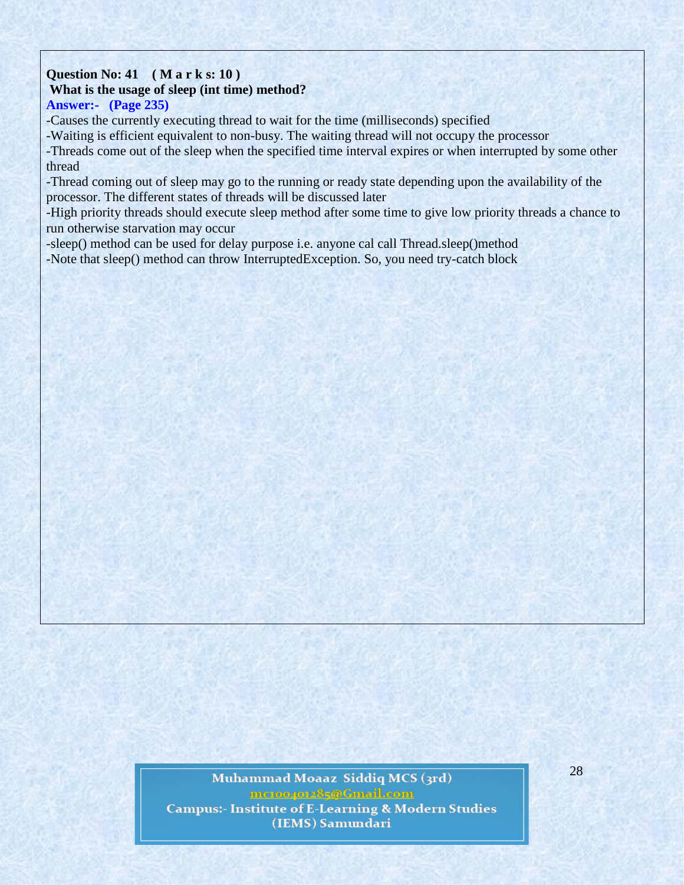**Question No: 41 ( M a r k s: 10 )**

**What is the usage of sleep (int time) method?**

**Answer:- (Page 235)**

-Causes the currently executing thread to wait for the time (milliseconds) specified

-Waiting is efficient equivalent to non-busy. The waiting thread will not occupy the processor

-Threads come out of the sleep when the specified time interval expires or when interrupted by some other thread

-Thread coming out of sleep may go to the running or ready state depending upon the availability of the processor. The different states of threads will be discussed later

-High priority threads should execute sleep method after some time to give low priority threads a chance to run otherwise starvation may occur

-sleep() method can be used for delay purpose i.e. anyone cal call Thread.sleep()method

-Note that sleep() method can throw InterruptedException. So, you need try-catch block